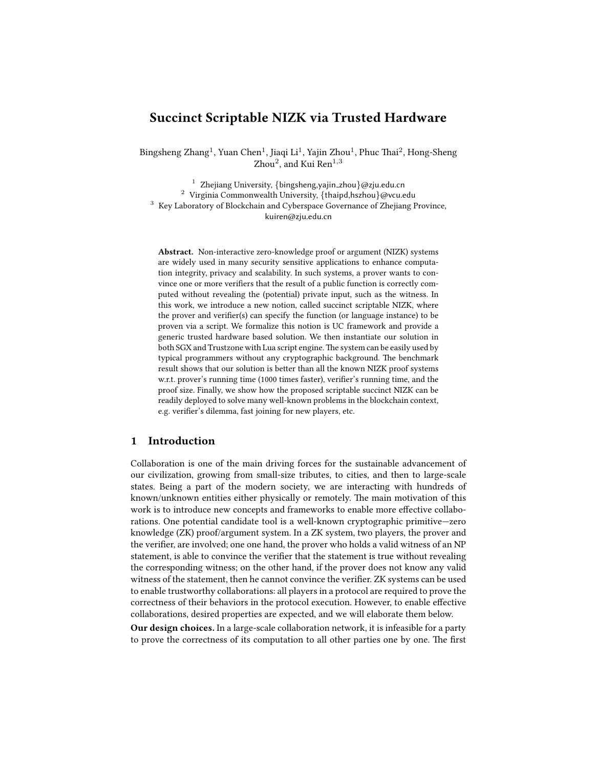# Succinct Scriptable NIZK via Trusted Hardware

Bingsheng Zhang[1], Yuan Chen[1], Jiaqi Li[1], Yajin Zhou[1], Phuc Thai[2], Hong-Sheng Zhou[2], and Kui Ren[1,3]

[1] Zhejiang University, {bingsheng,yajin_zhou}@zju.edu.cn
[2] Virginia Commonwealth University, {thaipd,hszhou}@vcu.edu
[3] Key Laboratory of Blockchain and Cyberspace Governance of Zhejiang Province, kuiren@zju.edu.cn

**Abstract.** Non-interactive zero-knowledge proof or argument (NIZK) systems are widely used in many security sensitive applications to enhance computation integrity, privacy and scalability. In such systems, a prover wants to convince one or more verifiers that the result of a public function is correctly computed without revealing the (potential) private input, such as the witness. In this work, we introduce a new notion, called succinct scriptable NIZK, where the prover and verifier(s) can specify the function (or language instance) to be proven via a script. We formalize this notion is UC framework and provide a generic trusted hardware based solution. We then instantiate our solution in both SGX and Trustzone with Lua script engine. The system can be easily used by typical programmers without any cryptographic background. The benchmark result shows that our solution is better than all the known NIZK proof systems w.r.t. prover's running time (1000 times faster), verifier's running time, and the proof size. Finally, we show how the proposed scriptable succinct NIZK can be readily deployed to solve many well-known problems in the blockchain context, e.g. verifier's dilemma, fast joining for new players, etc.

## 1 Introduction

Collaboration is one of the main driving forces for the sustainable advancement of our civilization, growing from small-size tributes, to cities, and then to large-scale states. Being a part of the modern society, we are interacting with hundreds of known/unknown entities either physically or remotely. The main motivation of this work is to introduce new concepts and frameworks to enable more effective collaborations. One potential candidate tool is a well-known cryptographic primitive—zero knowledge (ZK) proof/argument system. In a ZK system, two players, the prover and the verifier, are involved; one one hand, the prover who holds a valid witness of an NP statement, is able to convince the verifier that the statement is true without revealing the corresponding witness; on the other hand, if the prover does not know any valid witness of the statement, then he cannot convince the verifier. ZK systems can be used to enable trustworthy collaborations: all players in a protocol are required to prove the correctness of their behaviors in the protocol execution. However, to enable effective collaborations, desired properties are expected, and we will elaborate them below.

**Our design choices.** In a large-scale collaboration network, it is infeasible for a party to prove the correctness of its computation to all other parties one by one. The first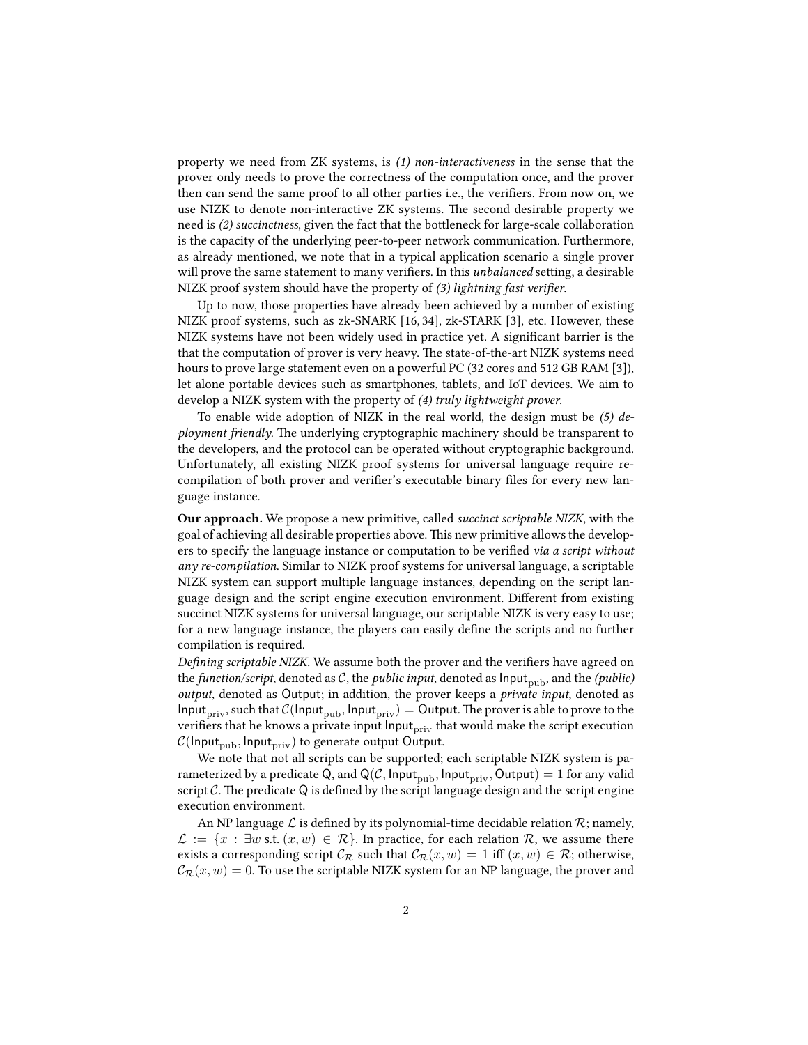property we need from ZK systems, is *(1) non-interactiveness* in the sense that the prover only needs to prove the correctness of the computation once, and the prover then can send the same proof to all other parties i.e., the verifiers. From now on, we use NIZK to denote non-interactive ZK systems. The second desirable property we need is *(2) succinctness*, given the fact that the bottleneck for large-scale collaboration is the capacity of the underlying peer-to-peer network communication. Furthermore, as already mentioned, we note that in a typical application scenario a single prover will prove the same statement to many verifiers. In this *unbalanced* setting, a desirable NIZK proof system should have the property of *(3) lightning fast verifier*.

Up to now, those properties have already been achieved by a number of existing NIZK proof systems, such as zk-SNARK [16, 34], zk-STARK [3], etc. However, these NIZK systems have not been widely used in practice yet. A significant barrier is the that the computation of prover is very heavy. The state-of-the-art NIZK systems need hours to prove large statement even on a powerful PC (32 cores and 512 GB RAM [3]), let alone portable devices such as smartphones, tablets, and IoT devices. We aim to develop a NIZK system with the property of *(4) truly lightweight prover*.

To enable wide adoption of NIZK in the real world, the design must be *(5) deployment friendly*. The underlying cryptographic machinery should be transparent to the developers, and the protocol can be operated without cryptographic background. Unfortunately, all existing NIZK proof systems for universal language require re-compilation of both prover and verifier's executable binary files for every new language instance.

**Our approach.** We propose a new primitive, called *succinct scriptable NIZK*, with the goal of achieving all desirable properties above. This new primitive allows the developers to specify the language instance or computation to be verified *via a script without any re-compilation*. Similar to NIZK proof systems for universal language, a scriptable NIZK system can support multiple language instances, depending on the script language design and the script engine execution environment. Different from existing succinct NIZK systems for universal language, our scriptable NIZK is very easy to use; for a new language instance, the players can easily define the scripts and no further compilation is required.

*Defining scriptable NIZK.* We assume both the prover and the verifiers have agreed on the *function/script*, denoted as $\mathcal{C}$, the *public input*, denoted as $\mathsf{Input}_{\mathrm{pub}}$, and the *(public) output*, denoted as $\mathsf{Output}$; in addition, the prover keeps a *private input*, denoted as $\mathsf{Input}_{\mathrm{priv}}$, such that $\mathcal{C}(\mathsf{Input}_{\mathrm{pub}}, \mathsf{Input}_{\mathrm{priv}}) = \mathsf{Output}$. The prover is able to prove to the verifiers that he knows a private input $\mathsf{Input}_{\mathrm{priv}}$ that would make the script execution $\mathcal{C}(\mathsf{Input}_{\mathrm{pub}}, \mathsf{Input}_{\mathrm{priv}})$ to generate output $\mathsf{Output}$.

We note that not all scripts can be supported; each scriptable NIZK system is parameterized by a predicate $\mathsf{Q}$, and $\mathsf{Q}(\mathcal{C}, \mathsf{Input}_{\mathrm{pub}}, \mathsf{Input}_{\mathrm{priv}}, \mathsf{Output}) = 1$ for any valid script $\mathcal{C}$. The predicate $\mathsf{Q}$ is defined by the script language design and the script engine execution environment.

An NP language $\mathcal{L}$ is defined by its polynomial-time decidable relation $\mathcal{R}$; namely, $\mathcal{L} := \{x : \exists w \text{ s.t. } (x, w) \in \mathcal{R}\}$. In practice, for each relation $\mathcal{R}$, we assume there exists a corresponding script $\mathcal{C}_{\mathcal{R}}$ such that $\mathcal{C}_{\mathcal{R}}(x, w) = 1$ iff $(x, w) \in \mathcal{R}$; otherwise, $\mathcal{C}_{\mathcal{R}}(x, w) = 0$. To use the scriptable NIZK system for an NP language, the prover and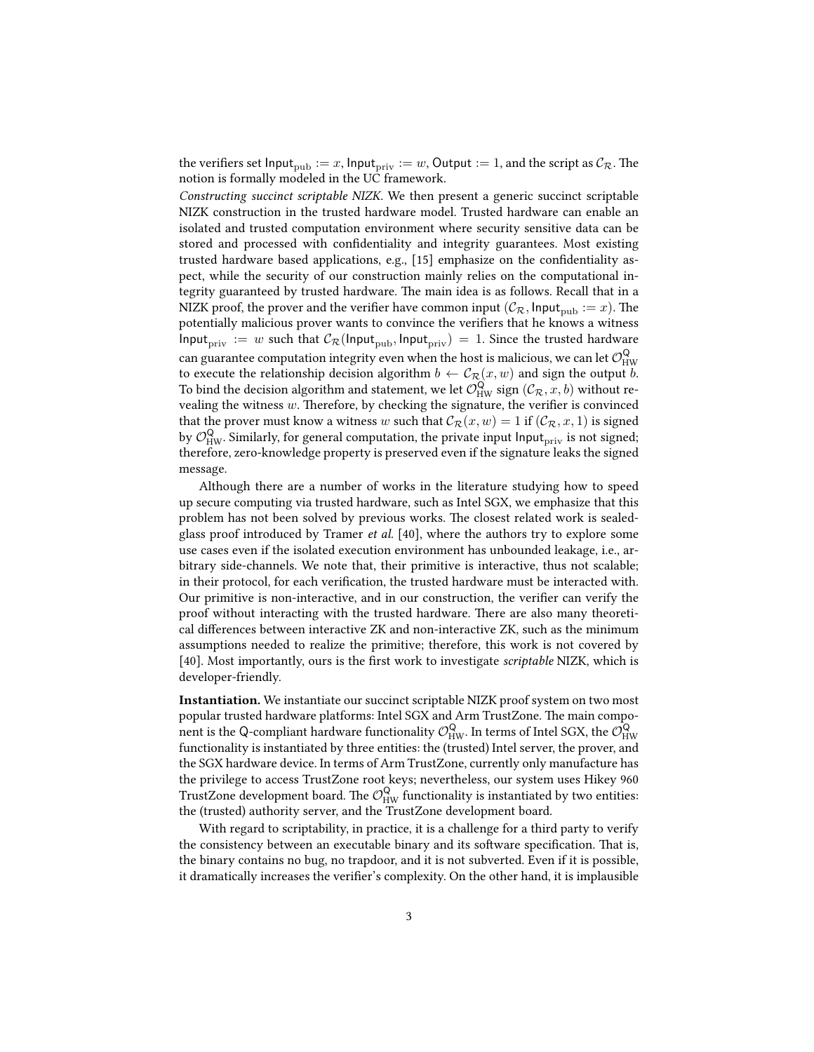the verifiers set $\mathsf{Input}_{\mathrm{pub}} := x$, $\mathsf{Input}_{\mathrm{priv}} := w$, $\mathsf{Output} := 1$, and the script as $\mathcal{C}_{\mathcal{R}}$. The notion is formally modeled in the UC framework.

*Constructing succinct scriptable NIZK.* We then present a generic succinct scriptable NIZK construction in the trusted hardware model. Trusted hardware can enable an isolated and trusted computation environment where security sensitive data can be stored and processed with confidentiality and integrity guarantees. Most existing trusted hardware based applications, e.g., [15] emphasize on the confidentiality aspect, while the security of our construction mainly relies on the computational integrity guaranteed by trusted hardware. The main idea is as follows. Recall that in a NIZK proof, the prover and the verifier have common input $(\mathcal{C}_{\mathcal{R}}, \mathsf{Input}_{\mathrm{pub}} := x)$. The potentially malicious prover wants to convince the verifiers that he knows a witness $\mathsf{Input}_{\mathrm{priv}} := w$ such that $\mathcal{C}_{\mathcal{R}}(\mathsf{Input}_{\mathrm{pub}}, \mathsf{Input}_{\mathrm{priv}}) = 1$. Since the trusted hardware can guarantee computation integrity even when the host is malicious, we can let $\mathcal{O}^{\mathsf{Q}}_{\mathrm{HW}}$ to execute the relationship decision algorithm $b \leftarrow \mathcal{C}_{\mathcal{R}}(x, w)$ and sign the output $b$. To bind the decision algorithm and statement, we let $\mathcal{O}^{\mathsf{Q}}_{\mathrm{HW}}$ sign $(\mathcal{C}_{\mathcal{R}}, x, b)$ without revealing the witness $w$. Therefore, by checking the signature, the verifier is convinced that the prover must know a witness $w$ such that $\mathcal{C}_{\mathcal{R}}(x, w) = 1$ if $(\mathcal{C}_{\mathcal{R}}, x, 1)$ is signed by $\mathcal{O}^{\mathsf{Q}}_{\mathrm{HW}}$. Similarly, for general computation, the private input $\mathsf{Input}_{\mathrm{priv}}$ is not signed; therefore, zero-knowledge property is preserved even if the signature leaks the signed message.

Although there are a number of works in the literature studying how to speed up secure computing via trusted hardware, such as Intel SGX, we emphasize that this problem has not been solved by previous works. The closest related work is sealed-glass proof introduced by Tramer *et al.* [40], where the authors try to explore some use cases even if the isolated execution environment has unbounded leakage, i.e., arbitrary side-channels. We note that, their primitive is interactive, thus not scalable; in their protocol, for each verification, the trusted hardware must be interacted with. Our primitive is non-interactive, and in our construction, the verifier can verify the proof without interacting with the trusted hardware. There are also many theoretical differences between interactive ZK and non-interactive ZK, such as the minimum assumptions needed to realize the primitive; therefore, this work is not covered by [40]. Most importantly, ours is the first work to investigate *scriptable* NIZK, which is developer-friendly.

**Instantiation.** We instantiate our succinct scriptable NIZK proof system on two most popular trusted hardware platforms: Intel SGX and Arm TrustZone. The main component is the Q-compliant hardware functionality $\mathcal{O}^{\mathsf{Q}}_{\mathrm{HW}}$. In terms of Intel SGX, the $\mathcal{O}^{\mathsf{Q}}_{\mathrm{HW}}$ functionality is instantiated by three entities: the (trusted) Intel server, the prover, and the SGX hardware device. In terms of Arm TrustZone, currently only manufacture has the privilege to access TrustZone root keys; nevertheless, our system uses Hikey 960 TrustZone development board. The $\mathcal{O}^{\mathsf{Q}}_{\mathrm{HW}}$ functionality is instantiated by two entities: the (trusted) authority server, and the TrustZone development board.

With regard to scriptability, in practice, it is a challenge for a third party to verify the consistency between an executable binary and its software specification. That is, the binary contains no bug, no trapdoor, and it is not subverted. Even if it is possible, it dramatically increases the verifier's complexity. On the other hand, it is implausible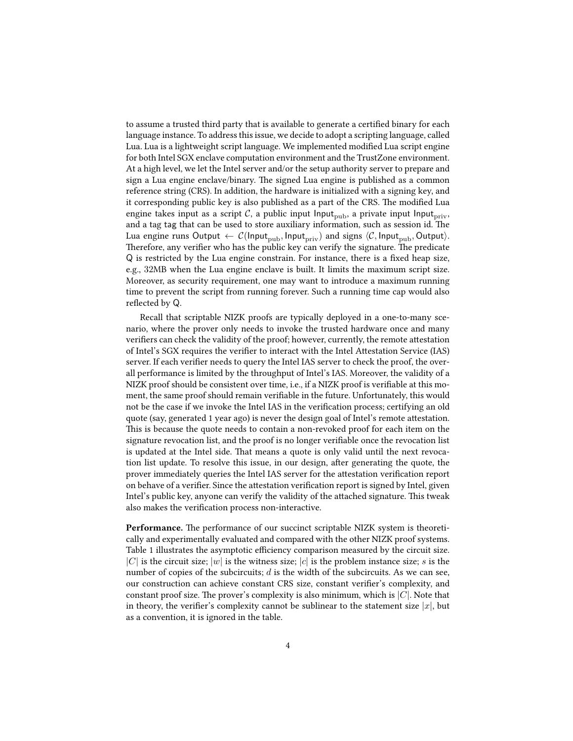to assume a trusted third party that is available to generate a certified binary for each language instance. To address this issue, we decide to adopt a scripting language, called Lua. Lua is a lightweight script language. We implemented modified Lua script engine for both Intel SGX enclave computation environment and the TrustZone environment. At a high level, we let the Intel server and/or the setup authority server to prepare and sign a Lua engine enclave/binary. The signed Lua engine is published as a common reference string (CRS). In addition, the hardware is initialized with a signing key, and it corresponding public key is also published as a part of the CRS. The modified Lua engine takes input as a script $\mathcal{C}$, a public input $\mathsf{Input}_{\mathrm{pub}}$, a private input $\mathsf{Input}_{\mathrm{priv}}$, and a tag $\mathsf{tag}$ that can be used to store auxiliary information, such as session id. The Lua engine runs $\mathsf{Output} \leftarrow \mathcal{C}(\mathsf{Input}_{\mathrm{pub}}, \mathsf{Input}_{\mathrm{priv}})$ and signs $\langle \mathcal{C}, \mathsf{Input}_{\mathrm{pub}}, \mathsf{Output} \rangle$. Therefore, any verifier who has the public key can verify the signature. The predicate $\mathsf{Q}$ is restricted by the Lua engine constrain. For instance, there is a fixed heap size, e.g., $32$MB when the Lua engine enclave is built. It limits the maximum script size. Moreover, as security requirement, one may want to introduce a maximum running time to prevent the script from running forever. Such a running time cap would also reflected by $\mathsf{Q}$.

Recall that scriptable NIZK proofs are typically deployed in a one-to-many scenario, where the prover only needs to invoke the trusted hardware once and many verifiers can check the validity of the proof; however, currently, the remote attestation of Intel's SGX requires the verifier to interact with the Intel Attestation Service (IAS) server. If each verifier needs to query the Intel IAS server to check the proof, the overall performance is limited by the throughput of Intel's IAS. Moreover, the validity of a NIZK proof should be consistent over time, i.e., if a NIZK proof is verifiable at this moment, the same proof should remain verifiable in the future. Unfortunately, this would not be the case if we invoke the Intel IAS in the verification process; certifying an old quote (say, generated 1 year ago) is never the design goal of Intel's remote attestation. This is because the quote needs to contain a non-revoked proof for each item on the signature revocation list, and the proof is no longer verifiable once the revocation list is updated at the Intel side. That means a quote is only valid until the next revocation list update. To resolve this issue, in our design, after generating the quote, the prover immediately queries the Intel IAS server for the attestation verification report on behave of a verifier. Since the attestation verification report is signed by Intel, given Intel's public key, anyone can verify the validity of the attached signature. This tweak also makes the verification process non-interactive.

**Performance.** The performance of our succinct scriptable NIZK system is theoretically and experimentally evaluated and compared with the other NIZK proof systems. Table 1 illustrates the asymptotic efficiency comparison measured by the circuit size. $|C|$ is the circuit size; $|w|$ is the witness size; $|c|$ is the problem instance size; $s$ is the number of copies of the subcircuits; $d$ is the width of the subcircuits. As we can see, our construction can achieve constant CRS size, constant verifier's complexity, and constant proof size. The prover's complexity is also minimum, which is $|C|$. Note that in theory, the verifier's complexity cannot be sublinear to the statement size $|x|$, but as a convention, it is ignored in the table.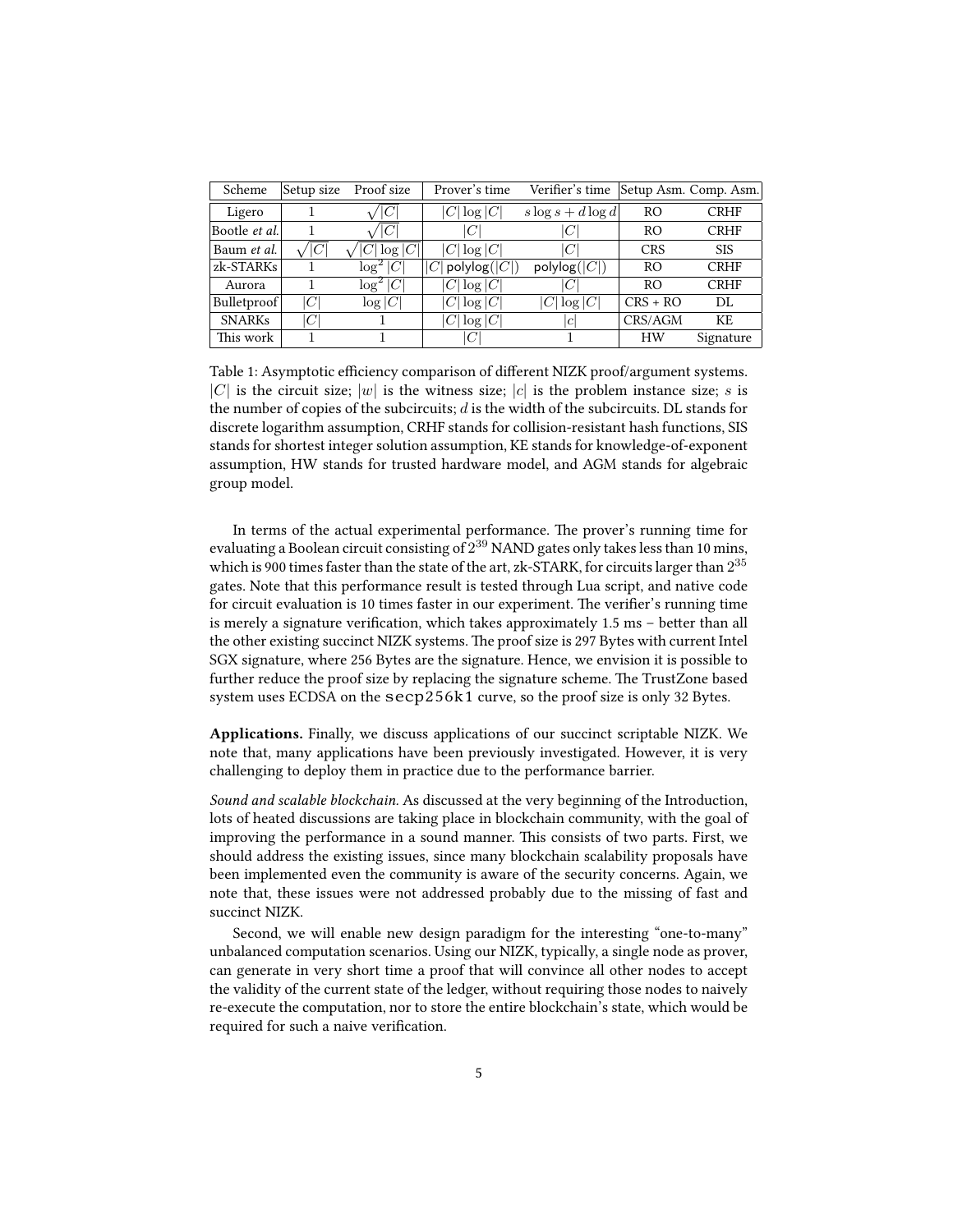| Scheme | Setup size | Proof size | Prover's time | Verifier's time | Setup Asm. | Comp. Asm. |
|---|---|---|---|---|---|---|
| Ligero | 1 | $\sqrt{\|C\|}$ | $\|C\| \log \|C\|$ | $s \log s + d \log d$ | RO | CRHF |
| Bootle *et al.* | 1 | $\sqrt{\|C\|}$ | $\|C\|$ | $\|C\|$ | RO | CRHF |
| Baum *et al.* | $\sqrt{\|C\|}$ | $\sqrt{\|C\| \log \|C\|}$ | $\|C\| \log \|C\|$ | $\|C\|$ | CRS | SIS |
| zk-STARKs | 1 | $\log^2 \|C\|$ | $\|C\| \, \mathsf{polylog}(\|C\|)$ | $\mathsf{polylog}(\|C\|)$ | RO | CRHF |
| Aurora | 1 | $\log^2 \|C\|$ | $\|C\| \log \|C\|$ | $\|C\|$ | RO | CRHF |
| Bulletproof | $\|C\|$ | $\log \|C\|$ | $\|C\| \log \|C\|$ | $\|C\| \log \|C\|$ | CRS + RO | DL |
| SNARKs | $\|C\|$ | 1 | $\|C\| \log \|C\|$ | $\|c\|$ | CRS/AGM | KE |
| This work | 1 | 1 | $\|C\|$ | 1 | HW | Signature |

Table 1: Asymptotic efficiency comparison of different NIZK proof/argument systems. $|C|$ is the circuit size; $|w|$ is the witness size; $|c|$ is the problem instance size; $s$ is the number of copies of the subcircuits; $d$ is the width of the subcircuits. DL stands for discrete logarithm assumption, CRHF stands for collision-resistant hash functions, SIS stands for shortest integer solution assumption, KE stands for knowledge-of-exponent assumption, HW stands for trusted hardware model, and AGM stands for algebraic group model.

In terms of the actual experimental performance. The prover's running time for evaluating a Boolean circuit consisting of $2^{39}$ NAND gates only takes less than 10 mins, which is 900 times faster than the state of the art, zk-STARK, for circuits larger than $2^{35}$ gates. Note that this performance result is tested through Lua script, and native code for circuit evaluation is 10 times faster in our experiment. The verifier's running time is merely a signature verification, which takes approximately 1.5 ms – better than all the other existing succinct NIZK systems. The proof size is 297 Bytes with current Intel SGX signature, where 256 Bytes are the signature. Hence, we envision it is possible to further reduce the proof size by replacing the signature scheme. The TrustZone based system uses ECDSA on the secp256k1 curve, so the proof size is only 32 Bytes.

**Applications.** Finally, we discuss applications of our succinct scriptable NIZK. We note that, many applications have been previously investigated. However, it is very challenging to deploy them in practice due to the performance barrier.

*Sound and scalable blockchain.* As discussed at the very beginning of the Introduction, lots of heated discussions are taking place in blockchain community, with the goal of improving the performance in a sound manner. This consists of two parts. First, we should address the existing issues, since many blockchain scalability proposals have been implemented even the community is aware of the security concerns. Again, we note that, these issues were not addressed probably due to the missing of fast and succinct NIZK.

Second, we will enable new design paradigm for the interesting "one-to-many" unbalanced computation scenarios. Using our NIZK, typically, a single node as prover, can generate in very short time a proof that will convince all other nodes to accept the validity of the current state of the ledger, without requiring those nodes to naively re-execute the computation, nor to store the entire blockchain's state, which would be required for such a naive verification.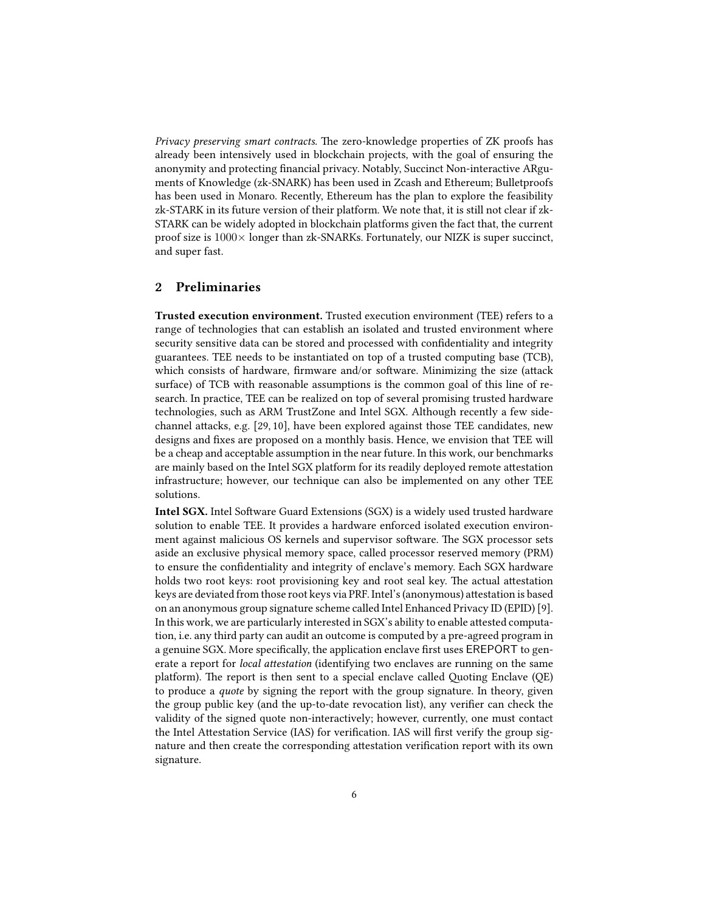*Privacy preserving smart contracts.* The zero-knowledge properties of ZK proofs has already been intensively used in blockchain projects, with the goal of ensuring the anonymity and protecting financial privacy. Notably, Succinct Non-interactive ARguments of Knowledge (zk-SNARK) has been used in Zcash and Ethereum; Bulletproofs has been used in Monaro. Recently, Ethereum has the plan to explore the feasibility zk-STARK in its future version of their platform. We note that, it is still not clear if zk-STARK can be widely adopted in blockchain platforms given the fact that, the current proof size is $1000\times$ longer than zk-SNARKs. Fortunately, our NIZK is super succinct, and super fast.

## 2 Preliminaries

**Trusted execution environment.** Trusted execution environment (TEE) refers to a range of technologies that can establish an isolated and trusted environment where security sensitive data can be stored and processed with confidentiality and integrity guarantees. TEE needs to be instantiated on top of a trusted computing base (TCB), which consists of hardware, firmware and/or software. Minimizing the size (attack surface) of TCB with reasonable assumptions is the common goal of this line of research. In practice, TEE can be realized on top of several promising trusted hardware technologies, such as ARM TrustZone and Intel SGX. Although recently a few side-channel attacks, e.g. [29, 10], have been explored against those TEE candidates, new designs and fixes are proposed on a monthly basis. Hence, we envision that TEE will be a cheap and acceptable assumption in the near future. In this work, our benchmarks are mainly based on the Intel SGX platform for its readily deployed remote attestation infrastructure; however, our technique can also be implemented on any other TEE solutions.

**Intel SGX.** Intel Software Guard Extensions (SGX) is a widely used trusted hardware solution to enable TEE. It provides a hardware enforced isolated execution environment against malicious OS kernels and supervisor software. The SGX processor sets aside an exclusive physical memory space, called processor reserved memory (PRM) to ensure the confidentiality and integrity of enclave's memory. Each SGX hardware holds two root keys: root provisioning key and root seal key. The actual attestation keys are deviated from those root keys via PRF. Intel's (anonymous) attestation is based on an anonymous group signature scheme called Intel Enhanced Privacy ID (EPID) [9]. In this work, we are particularly interested in SGX's ability to enable attested computation, i.e. any third party can audit an outcome is computed by a pre-agreed program in a genuine SGX. More specifically, the application enclave first uses EREPORT to generate a report for *local attestation* (identifying two enclaves are running on the same platform). The report is then sent to a special enclave called Quoting Enclave (QE) to produce a *quote* by signing the report with the group signature. In theory, given the group public key (and the up-to-date revocation list), any verifier can check the validity of the signed quote non-interactively; however, currently, one must contact the Intel Attestation Service (IAS) for verification. IAS will first verify the group signature and then create the corresponding attestation verification report with its own signature.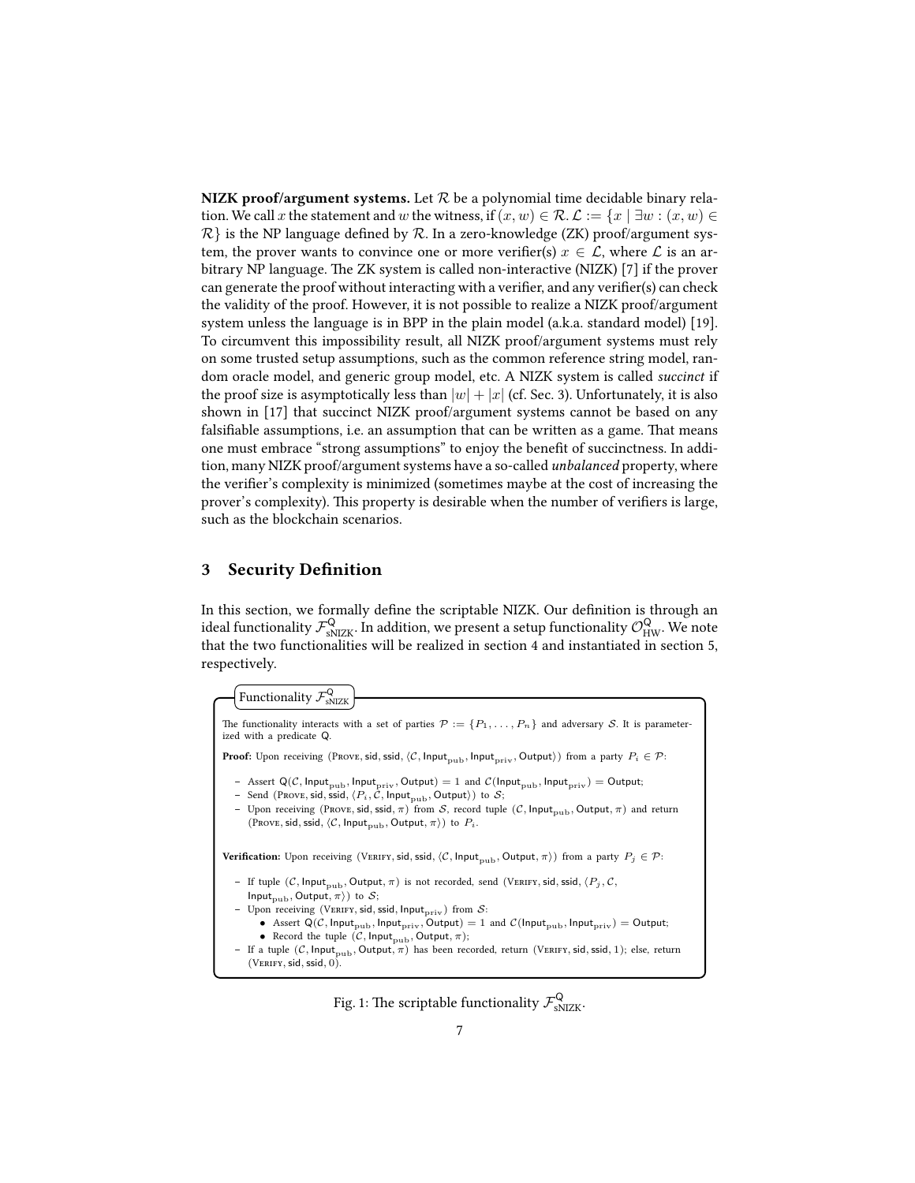**NIZK proof/argument systems.** Let $\mathcal{R}$ be a polynomial time decidable binary relation. We call $x$ the statement and $w$ the witness, if $(x, w) \in \mathcal{R}$. $\mathcal{L} := \{x \mid \exists w : (x, w) \in \mathcal{R}\}$ is the NP language defined by $\mathcal{R}$. In a zero-knowledge (ZK) proof/argument system, the prover wants to convince one or more verifier(s) $x \in \mathcal{L}$, where $\mathcal{L}$ is an arbitrary NP language. The ZK system is called non-interactive (NIZK) [7] if the prover can generate the proof without interacting with a verifier, and any verifier(s) can check the validity of the proof. However, it is not possible to realize a NIZK proof/argument system unless the language is in BPP in the plain model (a.k.a. standard model) [19]. To circumvent this impossibility result, all NIZK proof/argument systems must rely on some trusted setup assumptions, such as the common reference string model, random oracle model, and generic group model, etc. A NIZK system is called *succinct* if the proof size is asymptotically less than $|w| + |x|$ (cf. Sec. 3). Unfortunately, it is also shown in [17] that succinct NIZK proof/argument systems cannot be based on any falsifiable assumptions, i.e. an assumption that can be written as a game. That means one must embrace "strong assumptions" to enjoy the benefit of succinctness. In addition, many NIZK proof/argument systems have a so-called *unbalanced* property, where the verifier's complexity is minimized (sometimes maybe at the cost of increasing the prover's complexity). This property is desirable when the number of verifiers is large, such as the blockchain scenarios.

## 3 Security Definition

In this section, we formally define the scriptable NIZK. Our definition is through an ideal functionality $\mathcal{F}^{\mathsf{Q}}_{\text{sNIZK}}$. In addition, we present a setup functionality $\mathcal{O}^{\mathsf{Q}}_{\text{HW}}$. We note that the two functionalities will be realized in section 4 and instantiated in section 5, respectively.

**Functionality $\mathcal{F}^{\mathsf{Q}}_{\text{sNIZK}}$**

The functionality interacts with a set of parties $\mathcal{P} := \{P_1, \ldots, P_n\}$ and adversary $\mathcal{S}$. It is parameterized with a predicate $\mathsf{Q}$.

**Proof:** Upon receiving $(\text{Prove}, \mathsf{sid}, \mathsf{ssid}, \langle \mathcal{C}, \mathsf{Input}_{\text{pub}}, \mathsf{Input}_{\text{priv}}, \mathsf{Output}\rangle)$ from a party $P_i \in \mathcal{P}$:

- Assert $\mathsf{Q}(\mathcal{C}, \mathsf{Input}_{\text{pub}}, \mathsf{Input}_{\text{priv}}, \mathsf{Output}) = 1$ and $\mathcal{C}(\mathsf{Input}_{\text{pub}}, \mathsf{Input}_{\text{priv}}) = \mathsf{Output}$;
- Send $(\text{Prove}, \mathsf{sid}, \mathsf{ssid}, \langle P_i, \mathcal{C}, \mathsf{Input}_{\text{pub}}, \mathsf{Output}\rangle)$ to $\mathcal{S}$;
- Upon receiving $(\text{Prove}, \mathsf{sid}, \mathsf{ssid}, \pi)$ from $\mathcal{S}$, record tuple $(\mathcal{C}, \mathsf{Input}_{\text{pub}}, \mathsf{Output}, \pi)$ and return $(\text{Prove}, \mathsf{sid}, \mathsf{ssid}, \langle \mathcal{C}, \mathsf{Input}_{\text{pub}}, \mathsf{Output}, \pi\rangle)$ to $P_i$.

**Verification:** Upon receiving $(\text{Verify}, \mathsf{sid}, \mathsf{ssid}, \langle \mathcal{C}, \mathsf{Input}_{\text{pub}}, \mathsf{Output}, \pi\rangle)$ from a party $P_j \in \mathcal{P}$:

- If tuple $(\mathcal{C}, \mathsf{Input}_{\text{pub}}, \mathsf{Output}, \pi)$ is not recorded, send $(\text{Verify}, \mathsf{sid}, \mathsf{ssid}, \langle P_j, \mathcal{C}, \mathsf{Input}_{\text{pub}}, \mathsf{Output}, \pi\rangle)$ to $\mathcal{S}$;
- Upon receiving $(\text{Verify}, \mathsf{sid}, \mathsf{ssid}, \mathsf{Input}_{\text{priv}})$ from $\mathcal{S}$:
  - Assert $\mathsf{Q}(\mathcal{C}, \mathsf{Input}_{\text{pub}}, \mathsf{Input}_{\text{priv}}, \mathsf{Output}) = 1$ and $\mathcal{C}(\mathsf{Input}_{\text{pub}}, \mathsf{Input}_{\text{priv}}) = \mathsf{Output}$;
  - Record the tuple $(\mathcal{C}, \mathsf{Input}_{\text{pub}}, \mathsf{Output}, \pi)$;
- If a tuple $(\mathcal{C}, \mathsf{Input}_{\text{pub}}, \mathsf{Output}, \pi)$ has been recorded, return $(\text{Verify}, \mathsf{sid}, \mathsf{ssid}, 1)$; else, return $(\text{Verify}, \mathsf{sid}, \mathsf{ssid}, 0)$.

Fig. 1: The scriptable functionality $\mathcal{F}^{\mathsf{Q}}_{\text{sNIZK}}$.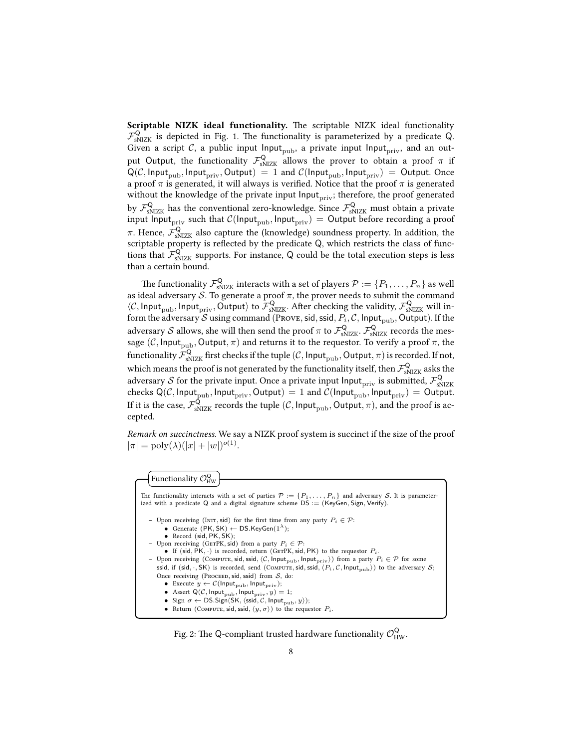**Scriptable NIZK ideal functionality.** The scriptable NIZK ideal functionality $\mathcal{F}^{\mathsf{Q}}_{\text{sNIZK}}$ is depicted in Fig. 1. The functionality is parameterized by a predicate $\mathsf{Q}$. Given a script $\mathcal{C}$, a public input $\mathsf{Input}_{\text{pub}}$, a private input $\mathsf{Input}_{\text{priv}}$, and an output $\mathsf{Output}$, the functionality $\mathcal{F}^{\mathsf{Q}}_{\text{sNIZK}}$ allows the prover to obtain a proof $\pi$ if $\mathsf{Q}(\mathcal{C}, \mathsf{Input}_{\text{pub}}, \mathsf{Input}_{\text{priv}}, \mathsf{Output}) = 1$ and $\mathcal{C}(\mathsf{Input}_{\text{pub}}, \mathsf{Input}_{\text{priv}}) = \mathsf{Output}$. Once a proof $\pi$ is generated, it will always is verified. Notice that the proof $\pi$ is generated without the knowledge of the private input $\mathsf{Input}_{\text{priv}}$; therefore, the proof generated by $\mathcal{F}^{\mathsf{Q}}_{\text{sNIZK}}$ has the conventional zero-knowledge. Since $\mathcal{F}^{\mathsf{Q}}_{\text{sNIZK}}$ must obtain a private input $\mathsf{Input}_{\text{priv}}$ such that $\mathcal{C}(\mathsf{Input}_{\text{pub}}, \mathsf{Input}_{\text{priv}}) = \mathsf{Output}$ before recording a proof $\pi$. Hence, $\mathcal{F}^{\mathsf{Q}}_{\text{sNIZK}}$ also capture the (knowledge) soundness property. In addition, the scriptable property is reflected by the predicate $\mathsf{Q}$, which restricts the class of functions that $\mathcal{F}^{\mathsf{Q}}_{\text{sNIZK}}$ supports. For instance, $\mathsf{Q}$ could be the total execution steps is less than a certain bound.

The functionality $\mathcal{F}^{\mathsf{Q}}_{\text{sNIZK}}$ interacts with a set of players $\mathcal{P} := \{P_1, \ldots, P_n\}$ as well as ideal adversary $\mathcal{S}$. To generate a proof $\pi$, the prover needs to submit the command $\langle \mathcal{C}, \mathsf{Input}_{\text{pub}}, \mathsf{Input}_{\text{priv}}, \mathsf{Output}\rangle$ to $\mathcal{F}^{\mathsf{Q}}_{\text{sNIZK}}$. After checking the validity, $\mathcal{F}^{\mathsf{Q}}_{\text{sNIZK}}$ will inform the adversary $\mathcal{S}$ using command $(\textsc{Prove}, \mathsf{sid}, \mathsf{ssid}, P_i, \mathcal{C}, \mathsf{Input}_{\text{pub}}, \mathsf{Output})$. If the adversary $\mathcal{S}$ allows, she will then send the proof $\pi$ to $\mathcal{F}^{\mathsf{Q}}_{\text{sNIZK}}$. $\mathcal{F}^{\mathsf{Q}}_{\text{sNIZK}}$ records the message $(\mathcal{C}, \mathsf{Input}_{\text{pub}}, \mathsf{Output}, \pi)$ and returns it to the requestor. To verify a proof $\pi$, the functionality $\mathcal{F}^{\mathsf{Q}}_{\text{sNIZK}}$ first checks if the tuple $(\mathcal{C}, \mathsf{Input}_{\text{pub}}, \mathsf{Output}, \pi)$ is recorded. If not, which means the proof is not generated by the functionality itself, then $\mathcal{F}^{\mathsf{Q}}_{\text{sNIZK}}$ asks the adversary $\mathcal{S}$ for the private input. Once a private input $\mathsf{Input}_{\text{priv}}$ is submitted, $\mathcal{F}^{\mathsf{Q}}_{\text{sNIZK}}$ checks $\mathsf{Q}(\mathcal{C}, \mathsf{Input}_{\text{pub}}, \mathsf{Input}_{\text{priv}}, \mathsf{Output}) = 1$ and $\mathcal{C}(\mathsf{Input}_{\text{pub}}, \mathsf{Input}_{\text{priv}}) = \mathsf{Output}$. If it is the case, $\mathcal{F}^{\mathsf{Q}}_{\text{sNIZK}}$ records the tuple $(\mathcal{C}, \mathsf{Input}_{\text{pub}}, \mathsf{Output}, \pi)$, and the proof is accepted.

*Remark on succinctness.* We say a NIZK proof system is succinct if the size of the proof $|\pi| = \text{poly}(\lambda)(|x| + |w|)^{o(1)}$.

**Functionality $\mathcal{O}^{\mathsf{Q}}_{\text{HW}}$**

The functionality interacts with a set of parties $\mathcal{P} := \{P_1, \ldots, P_n\}$ and adversary $\mathcal{S}$. It is parameterized with a predicate $\mathsf{Q}$ and a digital signature scheme $\mathsf{DS} := (\mathsf{KeyGen}, \mathsf{Sign}, \mathsf{Verify})$.

- Upon receiving $(\textsc{Init}, \mathsf{sid})$ for the first time from any party $P_i \in \mathcal{P}$:
  - Generate $(\mathsf{PK}, \mathsf{SK}) \leftarrow \mathsf{DS}.\mathsf{KeyGen}(1^\lambda)$;
  - Record $(\mathsf{sid}, \mathsf{PK}, \mathsf{SK})$;
- Upon receiving $(\textsc{GetPK}, \mathsf{sid})$ from a party $P_i \in \mathcal{P}$:
  - If $(\mathsf{sid}, \mathsf{PK}, \cdot)$ is recorded, return $(\textsc{GetPK}, \mathsf{sid}, \mathsf{PK})$ to the requestor $P_i$.
- Upon receiving $(\textsc{Compute}, \mathsf{sid}, \mathsf{ssid}, \langle \mathcal{C}, \mathsf{Input}_{\text{pub}}, \mathsf{Input}_{\text{priv}}\rangle)$ from a party $P_i \in \mathcal{P}$ for some $\mathsf{ssid}$, if $(\mathsf{sid}, \cdot, \mathsf{SK})$ is recorded, send $(\textsc{Compute}, \mathsf{sid}, \mathsf{ssid}, \langle P_i, \mathcal{C}, \mathsf{Input}_{\text{pub}}\rangle)$ to the adversary $\mathcal{S}$; Once receiving $(\textsc{Proceed}, \mathsf{sid}, \mathsf{ssid})$ from $\mathcal{S}$, do:
  - Execute $y \leftarrow \mathcal{C}(\mathsf{Input}_{\text{pub}}, \mathsf{Input}_{\text{priv}})$;
  - Assert $\mathsf{Q}(\mathcal{C}, \mathsf{Input}_{\text{pub}}, \mathsf{Input}_{\text{priv}}, y) = 1$;
  - Sign $\sigma \leftarrow \mathsf{DS}.\mathsf{Sign}(\mathsf{SK}, \langle \mathsf{ssid}, \mathcal{C}, \mathsf{Input}_{\text{pub}}, y\rangle)$;
  - Return $(\textsc{Compute}, \mathsf{sid}, \mathsf{ssid}, \langle y, \sigma\rangle)$ to the requestor $P_i$.

Fig. 2: The $\mathsf{Q}$-compliant trusted hardware functionality $\mathcal{O}^{\mathsf{Q}}_{\text{HW}}$.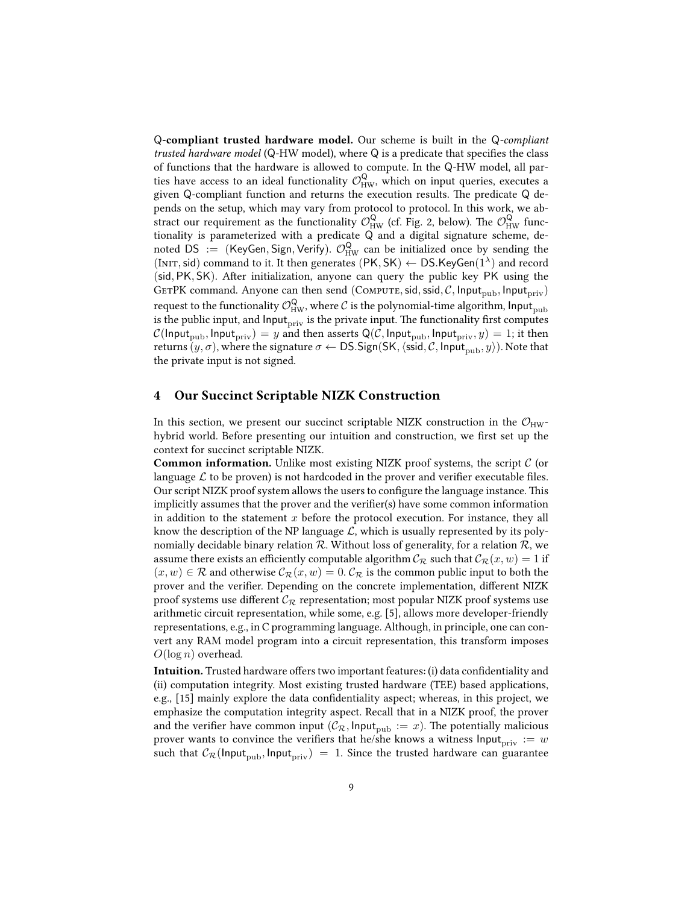**Q-compliant trusted hardware model.** Our scheme is built in the Q-*compliant trusted hardware model* (Q-HW model), where Q is a predicate that specifies the class of functions that the hardware is allowed to compute. In the Q-HW model, all parties have access to an ideal functionality $\mathcal{O}_{\text{HW}}^{\mathsf{Q}}$, which on input queries, executes a given Q-compliant function and returns the execution results. The predicate Q depends on the setup, which may vary from protocol to protocol. In this work, we abstract our requirement as the functionality $\mathcal{O}_{\text{HW}}^{\mathsf{Q}}$ (cf. Fig. 2, below). The $\mathcal{O}_{\text{HW}}^{\mathsf{Q}}$ functionality is parameterized with a predicate Q and a digital signature scheme, denoted $\mathsf{DS} := (\mathsf{KeyGen}, \mathsf{Sign}, \mathsf{Verify})$. $\mathcal{O}_{\text{HW}}^{\mathsf{Q}}$ can be initialized once by sending the $(\textsc{Init}, \mathsf{sid})$ command to it. It then generates $(\mathsf{PK}, \mathsf{SK}) \leftarrow \mathsf{DS.KeyGen}(1^{\lambda})$ and record $(\mathsf{sid}, \mathsf{PK}, \mathsf{SK})$. After initialization, anyone can query the public key PK using the GetPK command. Anyone can then send $(\textsc{Compute}, \mathsf{sid}, \mathsf{ssid}, \mathcal{C}, \mathsf{Input}_{\text{pub}}, \mathsf{Input}_{\text{priv}})$ request to the functionality $\mathcal{O}_{\text{HW}}^{\mathsf{Q}}$, where $\mathcal{C}$ is the polynomial-time algorithm, $\mathsf{Input}_{\text{pub}}$ is the public input, and $\mathsf{Input}_{\text{priv}}$ is the private input. The functionality first computes $\mathcal{C}(\mathsf{Input}_{\text{pub}}, \mathsf{Input}_{\text{priv}}) = y$ and then asserts $\mathsf{Q}(\mathcal{C}, \mathsf{Input}_{\text{pub}}, \mathsf{Input}_{\text{priv}}, y) = 1$; it then returns $(y, \sigma)$, where the signature $\sigma \leftarrow \mathsf{DS.Sign}(\mathsf{SK}, \langle \mathsf{ssid}, \mathcal{C}, \mathsf{Input}_{\text{pub}}, y\rangle)$. Note that the private input is not signed.

## 4 Our Succinct Scriptable NIZK Construction

In this section, we present our succinct scriptable NIZK construction in the $\mathcal{O}_{\text{HW}}$-hybrid world. Before presenting our intuition and construction, we first set up the context for succinct scriptable NIZK.

**Common information.** Unlike most existing NIZK proof systems, the script $\mathcal{C}$ (or language $\mathcal{L}$ to be proven) is not hardcoded in the prover and verifier executable files. Our script NIZK proof system allows the users to configure the language instance. This implicitly assumes that the prover and the verifier(s) have some common information in addition to the statement $x$ before the protocol execution. For instance, they all know the description of the NP language $\mathcal{L}$, which is usually represented by its polynomially decidable binary relation $\mathcal{R}$. Without loss of generality, for a relation $\mathcal{R}$, we assume there exists an efficiently computable algorithm $\mathcal{C}_{\mathcal{R}}$ such that $\mathcal{C}_{\mathcal{R}}(x, w) = 1$ if $(x, w) \in \mathcal{R}$ and otherwise $\mathcal{C}_{\mathcal{R}}(x, w) = 0$. $\mathcal{C}_{\mathcal{R}}$ is the common public input to both the prover and the verifier. Depending on the concrete implementation, different NIZK proof systems use different $\mathcal{C}_{\mathcal{R}}$ representation; most popular NIZK proof systems use arithmetic circuit representation, while some, e.g. [5], allows more developer-friendly representations, e.g., in C programming language. Although, in principle, one can convert any RAM model program into a circuit representation, this transform imposes $O(\log n)$ overhead.

**Intuition.** Trusted hardware offers two important features: (i) data confidentiality and (ii) computation integrity. Most existing trusted hardware (TEE) based applications, e.g., [15] mainly explore the data confidentiality aspect; whereas, in this project, we emphasize the computation integrity aspect. Recall that in a NIZK proof, the prover and the verifier have common input $(\mathcal{C}_{\mathcal{R}}, \mathsf{Input}_{\text{pub}} := x)$. The potentially malicious prover wants to convince the verifiers that he/she knows a witness $\mathsf{Input}_{\text{priv}} := w$ such that $\mathcal{C}_{\mathcal{R}}(\mathsf{Input}_{\text{pub}}, \mathsf{Input}_{\text{priv}}) = 1$. Since the trusted hardware can guarantee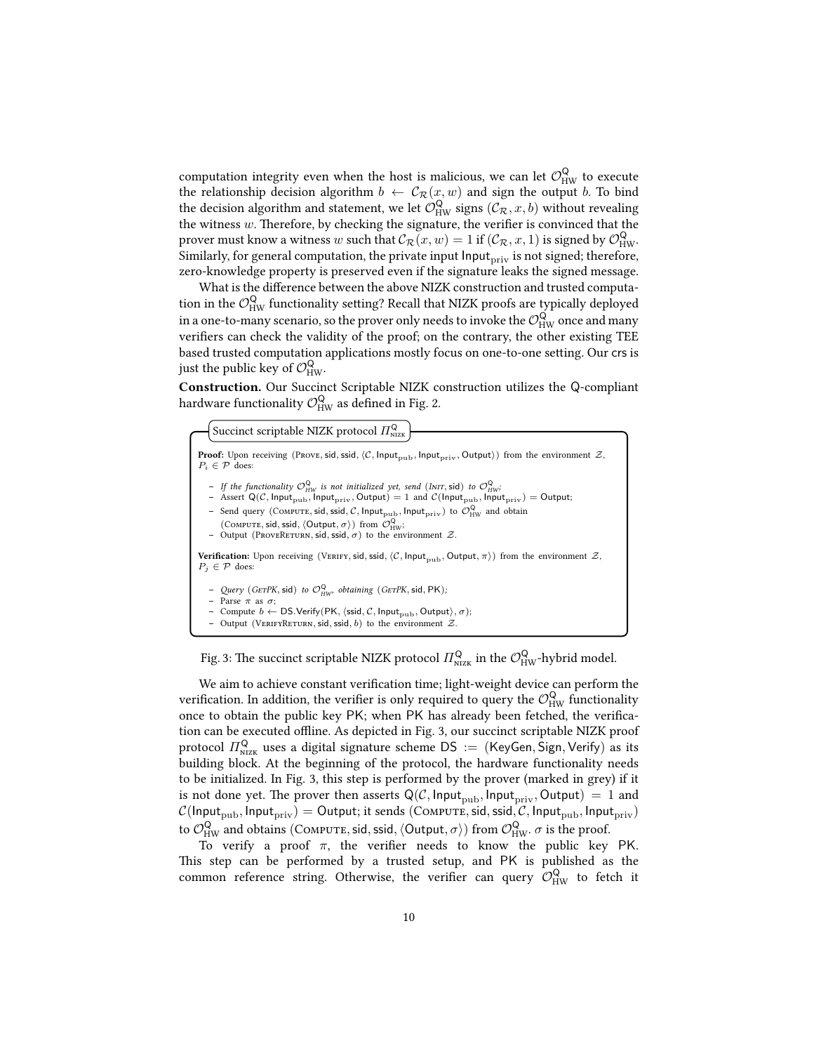computation integrity even when the host is malicious, we can let $\mathcal{O}^{\mathsf{Q}}_{\mathrm{HW}}$ to execute the relationship decision algorithm $b \leftarrow \mathcal{C}_{\mathcal{R}}(x, w)$ and sign the output $b$. To bind the decision algorithm and statement, we let $\mathcal{O}^{\mathsf{Q}}_{\mathrm{HW}}$ signs $(\mathcal{C}_{\mathcal{R}}, x, b)$ without revealing the witness $w$. Therefore, by checking the signature, the verifier is convinced that the prover must know a witness $w$ such that $\mathcal{C}_{\mathcal{R}}(x, w) = 1$ if $(\mathcal{C}_{\mathcal{R}}, x, 1)$ is signed by $\mathcal{O}^{\mathsf{Q}}_{\mathrm{HW}}$. Similarly, for general computation, the private input $\mathsf{Input}_{\mathrm{priv}}$ is not signed; therefore, zero-knowledge property is preserved even if the signature leaks the signed message.

What is the difference between the above NIZK construction and trusted computation in the $\mathcal{O}^{\mathsf{Q}}_{\mathrm{HW}}$ functionality setting? Recall that NIZK proofs are typically deployed in a one-to-many scenario, so the prover only needs to invoke the $\mathcal{O}^{\mathsf{Q}}_{\mathrm{HW}}$ once and many verifiers can check the validity of the proof; on the contrary, the other existing TEE based trusted computation applications mostly focus on one-to-one setting. Our $\mathsf{crs}$ is just the public key of $\mathcal{O}^{\mathsf{Q}}_{\mathrm{HW}}$.

**Construction.** Our Succinct Scriptable NIZK construction utilizes the Q-compliant hardware functionality $\mathcal{O}^{\mathsf{Q}}_{\mathrm{HW}}$ as defined in Fig. 2.

**Succinct scriptable NIZK protocol $\Pi^{\mathsf{Q}}_{\mathrm{NIZK}}$**

**Proof:** Upon receiving $(\textsc{Prove}, \mathsf{sid}, \mathsf{ssid}, \langle \mathcal{C}, \mathsf{Input}_{\mathrm{pub}}, \mathsf{Input}_{\mathrm{priv}}, \mathsf{Output}\rangle)$ from the environment $\mathcal{Z}$, $P_i \in \mathcal{P}$ does:

- *If the functionality $\mathcal{O}^{\mathsf{Q}}_{HW}$ is not initialized yet, send $(\textsc{Init}, \mathsf{sid})$ to $\mathcal{O}^{\mathsf{Q}}_{HW}$;*
- Assert $\mathsf{Q}(\mathcal{C}, \mathsf{Input}_{\mathrm{pub}}, \mathsf{Input}_{\mathrm{priv}}, \mathsf{Output}) = 1$ and $\mathcal{C}(\mathsf{Input}_{\mathrm{pub}}, \mathsf{Input}_{\mathrm{priv}}) = \mathsf{Output}$;
- Send query $(\textsc{Compute}, \mathsf{sid}, \mathsf{ssid}, \mathcal{C}, \mathsf{Input}_{\mathrm{pub}}, \mathsf{Input}_{\mathrm{priv}})$ to $\mathcal{O}^{\mathsf{Q}}_{\mathrm{HW}}$ and obtain $(\textsc{Compute}, \mathsf{sid}, \mathsf{ssid}, \langle \mathsf{Output}, \sigma\rangle)$ from $\mathcal{O}^{\mathsf{Q}}_{\mathrm{HW}}$;
- Output $(\textsc{ProveReturn}, \mathsf{sid}, \mathsf{ssid}, \sigma)$ to the environment $\mathcal{Z}$.

**Verification:** Upon receiving $(\textsc{Verify}, \mathsf{sid}, \mathsf{ssid}, \langle \mathcal{C}, \mathsf{Input}_{\mathrm{pub}}, \mathsf{Output}, \pi\rangle)$ from the environment $\mathcal{Z}$, $P_j \in \mathcal{P}$ does:

- *Query $(\textsc{GetPK}, \mathsf{sid})$ to $\mathcal{O}^{\mathsf{Q}}_{HW}$, obtaining $(\textsc{GetPK}, \mathsf{sid}, \mathsf{PK})$;*
- Parse $\pi$ as $\sigma$;
- Compute $b \leftarrow \mathsf{DS.Verify}(\mathsf{PK}, \langle \mathsf{ssid}, \mathcal{C}, \mathsf{Input}_{\mathrm{pub}}, \mathsf{Output}\rangle, \sigma)$;
- Output $(\textsc{VerifyReturn}, \mathsf{sid}, \mathsf{ssid}, b)$ to the environment $\mathcal{Z}$.

Fig. 3: The succinct scriptable NIZK protocol $\Pi^{\mathsf{Q}}_{\mathrm{NIZK}}$ in the $\mathcal{O}^{\mathsf{Q}}_{\mathrm{HW}}$-hybrid model.

We aim to achieve constant verification time; light-weight device can perform the verification. In addition, the verifier is only required to query the $\mathcal{O}^{\mathsf{Q}}_{\mathrm{HW}}$ functionality once to obtain the public key $\mathsf{PK}$; when $\mathsf{PK}$ has already been fetched, the verification can be executed offline. As depicted in Fig. 3, our succinct scriptable NIZK proof protocol $\Pi^{\mathsf{Q}}_{\mathrm{NIZK}}$ uses a digital signature scheme $\mathsf{DS} := (\mathsf{KeyGen}, \mathsf{Sign}, \mathsf{Verify})$ as its building block. At the beginning of the protocol, the hardware functionality needs to be initialized. In Fig. 3, this step is performed by the prover (marked in grey) if it is not done yet. The prover then asserts $\mathsf{Q}(\mathcal{C}, \mathsf{Input}_{\mathrm{pub}}, \mathsf{Input}_{\mathrm{priv}}, \mathsf{Output}) = 1$ and $\mathcal{C}(\mathsf{Input}_{\mathrm{pub}}, \mathsf{Input}_{\mathrm{priv}}) = \mathsf{Output}$; it sends $(\textsc{Compute}, \mathsf{sid}, \mathsf{ssid}, \mathcal{C}, \mathsf{Input}_{\mathrm{pub}}, \mathsf{Input}_{\mathrm{priv}})$ to $\mathcal{O}^{\mathsf{Q}}_{\mathrm{HW}}$ and obtains $(\textsc{Compute}, \mathsf{sid}, \mathsf{ssid}, \langle \mathsf{Output}, \sigma\rangle)$ from $\mathcal{O}^{\mathsf{Q}}_{\mathrm{HW}}$. $\sigma$ is the proof.

To verify a proof $\pi$, the verifier needs to know the public key $\mathsf{PK}$. This step can be performed by a trusted setup, and $\mathsf{PK}$ is published as the common reference string. Otherwise, the verifier can query $\mathcal{O}^{\mathsf{Q}}_{\mathrm{HW}}$ to fetch it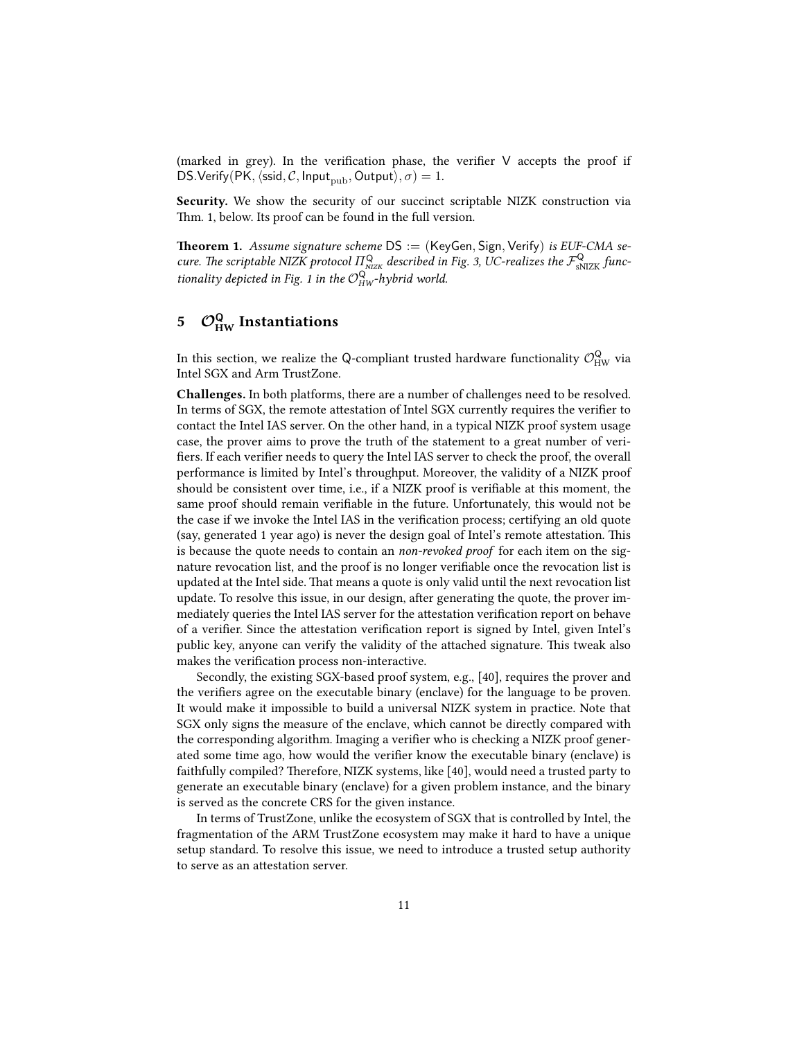(marked in grey). In the verification phase, the verifier V accepts the proof if $\mathsf{DS.Verify}(\mathsf{PK}, \langle \mathsf{ssid}, \mathcal{C}, \mathsf{Input}_{\mathrm{pub}}, \mathsf{Output}\rangle, \sigma) = 1$.

**Security.** We show the security of our succinct scriptable NIZK construction via Thm. 1, below. Its proof can be found in the full version.

**Theorem 1.** *Assume signature scheme* $\mathsf{DS} := (\mathsf{KeyGen}, \mathsf{Sign}, \mathsf{Verify})$ *is EUF-CMA secure. The scriptable NIZK protocol* $\Pi^{\mathsf{Q}}_{\scriptscriptstyle NIZK}$ *described in Fig. 3, UC-realizes the* $\mathcal{F}^{\mathsf{Q}}_{\mathrm{sNIZK}}$ *functionality depicted in Fig. 1 in the* $\mathcal{O}^{\mathsf{Q}}_{HW}$*-hybrid world.*

# 5 $\mathcal{O}^{\mathsf{Q}}_{\mathbf{HW}}$ Instantiations

In this section, we realize the Q-compliant trusted hardware functionality $\mathcal{O}^{\mathsf{Q}}_{\mathrm{HW}}$ via Intel SGX and Arm TrustZone.

**Challenges.** In both platforms, there are a number of challenges need to be resolved. In terms of SGX, the remote attestation of Intel SGX currently requires the verifier to contact the Intel IAS server. On the other hand, in a typical NIZK proof system usage case, the prover aims to prove the truth of the statement to a great number of verifiers. If each verifier needs to query the Intel IAS server to check the proof, the overall performance is limited by Intel's throughput. Moreover, the validity of a NIZK proof should be consistent over time, i.e., if a NIZK proof is verifiable at this moment, the same proof should remain verifiable in the future. Unfortunately, this would not be the case if we invoke the Intel IAS in the verification process; certifying an old quote (say, generated 1 year ago) is never the design goal of Intel's remote attestation. This is because the quote needs to contain an *non-revoked proof* for each item on the signature revocation list, and the proof is no longer verifiable once the revocation list is updated at the Intel side. That means a quote is only valid until the next revocation list update. To resolve this issue, in our design, after generating the quote, the prover immediately queries the Intel IAS server for the attestation verification report on behave of a verifier. Since the attestation verification report is signed by Intel, given Intel's public key, anyone can verify the validity of the attached signature. This tweak also makes the verification process non-interactive.

Secondly, the existing SGX-based proof system, e.g., [40], requires the prover and the verifiers agree on the executable binary (enclave) for the language to be proven. It would make it impossible to build a universal NIZK system in practice. Note that SGX only signs the measure of the enclave, which cannot be directly compared with the corresponding algorithm. Imaging a verifier who is checking a NIZK proof generated some time ago, how would the verifier know the executable binary (enclave) is faithfully compiled? Therefore, NIZK systems, like [40], would need a trusted party to generate an executable binary (enclave) for a given problem instance, and the binary is served as the concrete CRS for the given instance.

In terms of TrustZone, unlike the ecosystem of SGX that is controlled by Intel, the fragmentation of the ARM TrustZone ecosystem may make it hard to have a unique setup standard. To resolve this issue, we need to introduce a trusted setup authority to serve as an attestation server.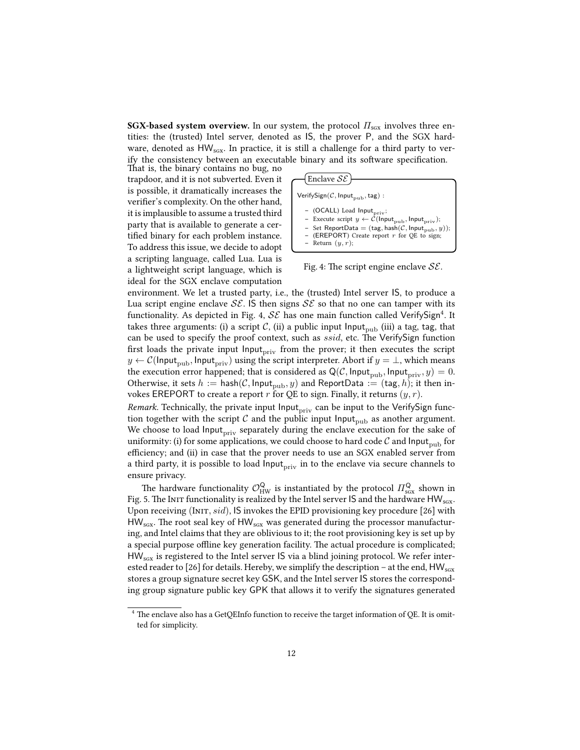**SGX-based system overview.** In our system, the protocol $\Pi_{\text{SGX}}$ involves three entities: the (trusted) Intel server, denoted as $\mathsf{IS}$, the prover $\mathsf{P}$, and the SGX hardware, denoted as $\mathsf{HW}_{\text{SGX}}$. In practice, it is still a challenge for a third party to verify the consistency between an executable binary and its software specification. That is, the binary contains no bug, no trapdoor, and it is not subverted. Even it is possible, it dramatically increases the verifier's complexity. On the other hand, it is implausible to assume a trusted third party that is available to generate a certified binary for each problem instance. To address this issue, we decide to adopt a scripting language, called Lua. Lua is a lightweight script language, which is ideal for the SGX enclave computation environment. We let a trusted party, i.e., the (trusted) Intel server $\mathsf{IS}$, to produce a Lua script engine enclave $\mathcal{SE}$. $\mathsf{IS}$ then signs $\mathcal{SE}$ so that no one can tamper with its functionality. As depicted in Fig. 4, $\mathcal{SE}$ has one main function called VerifySign[4]. It takes three arguments: (i) a script $\mathcal{C}$, (ii) a public input $\mathsf{Input}_{\text{pub}}$ (iii) a tag, $\mathsf{tag}$, that can be used to specify the proof context, such as $ssid$, etc. The VerifySign function first loads the private input $\mathsf{Input}_{\text{priv}}$ from the prover; it then executes the script $y \leftarrow \mathcal{C}(\mathsf{Input}_{\text{pub}}, \mathsf{Input}_{\text{priv}})$ using the script interpreter. Abort if $y = \perp$, which means the execution error happened; that is considered as $\mathsf{Q}(\mathcal{C}, \mathsf{Input}_{\text{pub}}, \mathsf{Input}_{\text{priv}}, y) = 0$. Otherwise, it sets $h := \mathsf{hash}(\mathcal{C}, \mathsf{Input}_{\text{pub}}, y)$ and $\mathsf{ReportData} := (\mathsf{tag}, h)$; it then invokes EREPORT to create a report $r$ for QE to sign. Finally, it returns $(y, r)$.

> **Enclave $\mathcal{SE}$**
>
> $\mathsf{VerifySign}(\mathcal{C}, \mathsf{Input}_{\text{pub}}, \mathsf{tag})$ :
>
> - (OCALL) Load $\mathsf{Input}_{\text{priv}}$;
> - Execute script $y \leftarrow \mathcal{C}(\mathsf{Input}_{\text{pub}}, \mathsf{Input}_{\text{priv}})$;
> - Set $\mathsf{ReportData} = (\mathsf{tag}, \mathsf{hash}(\mathcal{C}, \mathsf{Input}_{\text{pub}}, y))$;
> - (EREPORT) Create report $r$ for QE to sign;
> - Return $(y, r)$;

Fig. 4: The script engine enclave $\mathcal{SE}$.

*Remark.* Technically, the private input $\mathsf{Input}_{\text{priv}}$ can be input to the VerifySign function together with the script $\mathcal{C}$ and the public input $\mathsf{Input}_{\text{pub}}$ as another argument. We choose to load $\mathsf{Input}_{\text{priv}}$ separately during the enclave execution for the sake of uniformity: (i) for some applications, we could choose to hard code $\mathcal{C}$ and $\mathsf{Input}_{\text{pub}}$ for efficiency; and (ii) in case that the prover needs to use an SGX enabled server from a third party, it is possible to load $\mathsf{Input}_{\text{priv}}$ in to the enclave via secure channels to ensure privacy.

The hardware functionality $\mathcal{O}^{\mathsf{Q}}_{\text{HW}}$ is instantiated by the protocol $\Pi^{\mathsf{Q}}_{\text{SGX}}$ shown in Fig. 5. The INIT functionality is realized by the Intel server $\mathsf{IS}$ and the hardware $\mathsf{HW}_{\text{SGX}}$. Upon receiving $(\text{INIT}, sid)$, $\mathsf{IS}$ invokes the EPID provisioning key procedure [26] with $\mathsf{HW}_{\text{SGX}}$. The root seal key of $\mathsf{HW}_{\text{SGX}}$ was generated during the processor manufacturing, and Intel claims that they are oblivious to it; the root provisioning key is set up by a special purpose offline key generation facility. The actual procedure is complicated; $\mathsf{HW}_{\text{SGX}}$ is registered to the Intel server $\mathsf{IS}$ via a blind joining protocol. We refer interested reader to [26] for details. Hereby, we simplify the description – at the end, $\mathsf{HW}_{\text{SGX}}$ stores a group signature secret key $\mathsf{GSK}$, and the Intel server $\mathsf{IS}$ stores the corresponding group signature public key $\mathsf{GPK}$ that allows it to verify the signatures generated

[4] The enclave also has a GetQEInfo function to receive the target information of QE. It is omitted for simplicity.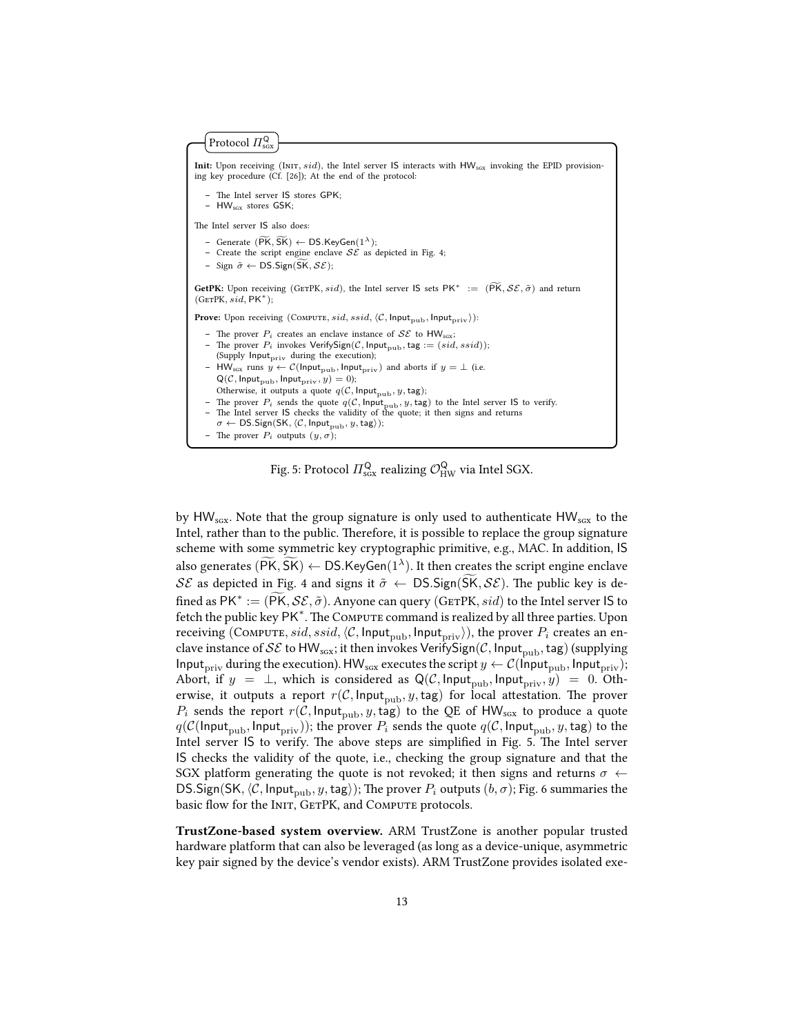**Protocol $\Pi^{\mathsf{Q}}_{\text{sgx}}$**

**Init:** Upon receiving $(\textsc{Init}, sid)$, the Intel server $\mathsf{IS}$ interacts with $\mathsf{HW}_{\text{sgx}}$ invoking the EPID provisioning key procedure (Cf. [26]); At the end of the protocol:

- The Intel server $\mathsf{IS}$ stores $\mathsf{GPK}$;
- $\mathsf{HW}_{\text{sgx}}$ stores $\mathsf{GSK}$;

The Intel server $\mathsf{IS}$ also does:

- Generate $(\widetilde{\mathsf{PK}}, \widetilde{\mathsf{SK}}) \leftarrow \mathsf{DS.KeyGen}(1^\lambda)$;
- Create the script engine enclave $\mathcal{SE}$ as depicted in Fig. 4;
- Sign $\tilde{\sigma} \leftarrow \mathsf{DS.Sign}(\widetilde{\mathsf{SK}}, \mathcal{SE})$;

**GetPK:** Upon receiving $(\textsc{GetPK}, sid)$, the Intel server $\mathsf{IS}$ sets $\mathsf{PK}^* := (\widetilde{\mathsf{PK}}, \mathcal{SE}, \tilde{\sigma})$ and return $(\textsc{GetPK}, sid, \mathsf{PK}^*)$;

**Prove:** Upon receiving $(\textsc{Compute}, sid, ssid, \langle \mathcal{C}, \mathsf{Input}_{\text{pub}}, \mathsf{Input}_{\text{priv}} \rangle)$:

- The prover $P_i$ creates an enclave instance of $\mathcal{SE}$ to $\mathsf{HW}_{\text{sgx}}$;
- The prover $P_i$ invokes $\mathsf{VerifySign}(\mathcal{C}, \mathsf{Input}_{\text{pub}}, \mathsf{tag} := (sid, ssid))$; (Supply $\mathsf{Input}_{\text{priv}}$ during the execution);
- $\mathsf{HW}_{\text{sgx}}$ runs $y \leftarrow \mathcal{C}(\mathsf{Input}_{\text{pub}}, \mathsf{Input}_{\text{priv}})$ and aborts if $y = \perp$ (i.e. $\mathsf{Q}(\mathcal{C}, \mathsf{Input}_{\text{pub}}, \mathsf{Input}_{\text{priv}}, y) = 0$);
  Otherwise, it outputs a quote $q(\mathcal{C}, \mathsf{Input}_{\text{pub}}, y, \mathsf{tag})$;
- The prover $P_i$ sends the quote $q(\mathcal{C}, \mathsf{Input}_{\text{pub}}, y, \mathsf{tag})$ to the Intel server $\mathsf{IS}$ to verify.
- The Intel server $\mathsf{IS}$ checks the validity of the quote; it then signs and returns $\sigma \leftarrow \mathsf{DS.Sign}(\mathsf{SK}, \langle \mathcal{C}, \mathsf{Input}_{\text{pub}}, y, \mathsf{tag} \rangle)$;
- The prover $P_i$ outputs $(y, \sigma)$;

Fig. 5: Protocol $\Pi^{\mathsf{Q}}_{\text{sgx}}$ realizing $\mathcal{O}^{\mathsf{Q}}_{\text{HW}}$ via Intel SGX.

by $\mathsf{HW}_{\text{sgx}}$. Note that the group signature is only used to authenticate $\mathsf{HW}_{\text{sgx}}$ to the Intel, rather than to the public. Therefore, it is possible to replace the group signature scheme with some symmetric key cryptographic primitive, e.g., MAC. In addition, $\mathsf{IS}$ also generates $(\widetilde{\mathsf{PK}}, \widetilde{\mathsf{SK}}) \leftarrow \mathsf{DS.KeyGen}(1^\lambda)$. It then creates the script engine enclave $\mathcal{SE}$ as depicted in Fig. 4 and signs it $\tilde{\sigma} \leftarrow \mathsf{DS.Sign}(\widetilde{\mathsf{SK}}, \mathcal{SE})$. The public key is defined as $\mathsf{PK}^* := (\widetilde{\mathsf{PK}}, \mathcal{SE}, \tilde{\sigma})$. Anyone can query $(\textsc{GetPK}, sid)$ to the Intel server $\mathsf{IS}$ to fetch the public key $\mathsf{PK}^*$. The $\textsc{Compute}$ command is realized by all three parties. Upon receiving $(\textsc{Compute}, sid, ssid, \langle \mathcal{C}, \mathsf{Input}_{\text{pub}}, \mathsf{Input}_{\text{priv}} \rangle)$, the prover $P_i$ creates an enclave instance of $\mathcal{SE}$ to $\mathsf{HW}_{\text{sgx}}$; it then invokes $\mathsf{VerifySign}(\mathcal{C}, \mathsf{Input}_{\text{pub}}, \mathsf{tag})$ (supplying $\mathsf{Input}_{\text{priv}}$ during the execution). $\mathsf{HW}_{\text{sgx}}$ executes the script $y \leftarrow \mathcal{C}(\mathsf{Input}_{\text{pub}}, \mathsf{Input}_{\text{priv}})$; Abort, if $y = \perp$, which is considered as $\mathsf{Q}(\mathcal{C}, \mathsf{Input}_{\text{pub}}, \mathsf{Input}_{\text{priv}}, y) = 0$. Otherwise, it outputs a report $r(\mathcal{C}, \mathsf{Input}_{\text{pub}}, y, \mathsf{tag})$ for local attestation. The prover $P_i$ sends the report $r(\mathcal{C}, \mathsf{Input}_{\text{pub}}, y, \mathsf{tag})$ to the QE of $\mathsf{HW}_{\text{sgx}}$ to produce a quote $q(\mathcal{C}(\mathsf{Input}_{\text{pub}}, \mathsf{Input}_{\text{priv}}))$; the prover $P_i$ sends the quote $q(\mathcal{C}, \mathsf{Input}_{\text{pub}}, y, \mathsf{tag})$ to the Intel server $\mathsf{IS}$ to verify. The above steps are simplified in Fig. 5. The Intel server $\mathsf{IS}$ checks the validity of the quote, i.e., checking the group signature and that the SGX platform generating the quote is not revoked; it then signs and returns $\sigma \leftarrow \mathsf{DS.Sign}(\mathsf{SK}, \langle \mathcal{C}, \mathsf{Input}_{\text{pub}}, y, \mathsf{tag} \rangle)$; The prover $P_i$ outputs $(b, \sigma)$; Fig. 6 summaries the basic flow for the $\textsc{Init}$, $\textsc{GetPK}$, and $\textsc{Compute}$ protocols.

**TrustZone-based system overview.** ARM TrustZone is another popular trusted hardware platform that can also be leveraged (as long as a device-unique, asymmetric key pair signed by the device's vendor exists). ARM TrustZone provides isolated exe-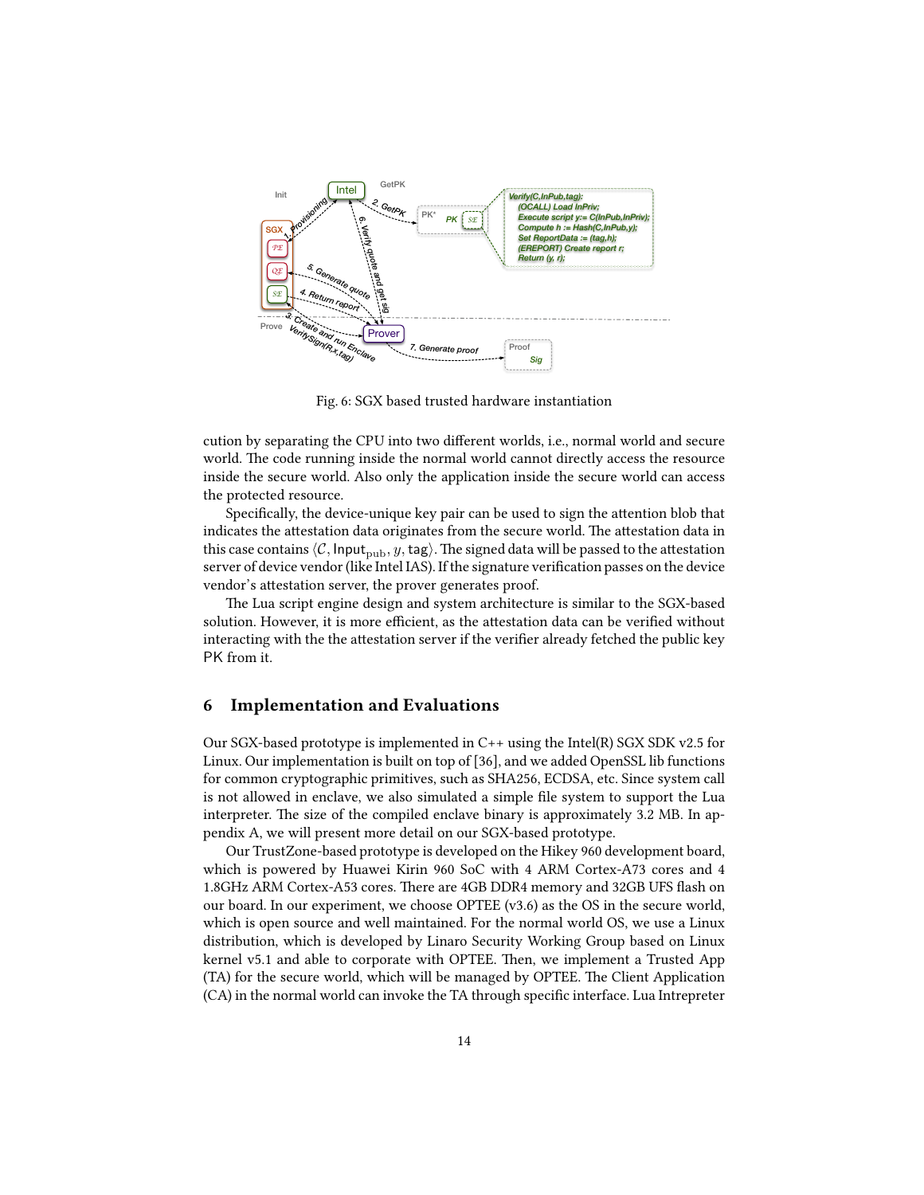Fig. 6: SGX based trusted hardware instantiation

cution by separating the CPU into two different worlds, i.e., normal world and secure world. The code running inside the normal world cannot directly access the resource inside the secure world. Also only the application inside the secure world can access the protected resource.

Specifically, the device-unique key pair can be used to sign the attention blob that indicates the attestation data originates from the secure world. The attestation data in this case contains $\langle \mathcal{C}, \mathsf{Input}_{\text{pub}}, y, \mathsf{tag} \rangle$. The signed data will be passed to the attestation server of device vendor (like Intel IAS). If the signature verification passes on the device vendor's attestation server, the prover generates proof.

The Lua script engine design and system architecture is similar to the SGX-based solution. However, it is more efficient, as the attestation data can be verified without interacting with the the attestation server if the verifier already fetched the public key $\mathsf{PK}$ from it.

## 6 Implementation and Evaluations

Our SGX-based prototype is implemented in C++ using the Intel(R) SGX SDK v2.5 for Linux. Our implementation is built on top of [36], and we added OpenSSL lib functions for common cryptographic primitives, such as SHA256, ECDSA, etc. Since system call is not allowed in enclave, we also simulated a simple file system to support the Lua interpreter. The size of the compiled enclave binary is approximately 3.2 MB. In appendix A, we will present more detail on our SGX-based prototype.

Our TrustZone-based prototype is developed on the Hikey 960 development board, which is powered by Huawei Kirin 960 SoC with 4 ARM Cortex-A73 cores and 4 1.8GHz ARM Cortex-A53 cores. There are 4GB DDR4 memory and 32GB UFS flash on our board. In our experiment, we choose OPTEE (v3.6) as the OS in the secure world, which is open source and well maintained. For the normal world OS, we use a Linux distribution, which is developed by Linaro Security Working Group based on Linux kernel v5.1 and able to corporate with OPTEE. Then, we implement a Trusted App (TA) for the secure world, which will be managed by OPTEE. The Client Application (CA) in the normal world can invoke the TA through specific interface. Lua Intrepreter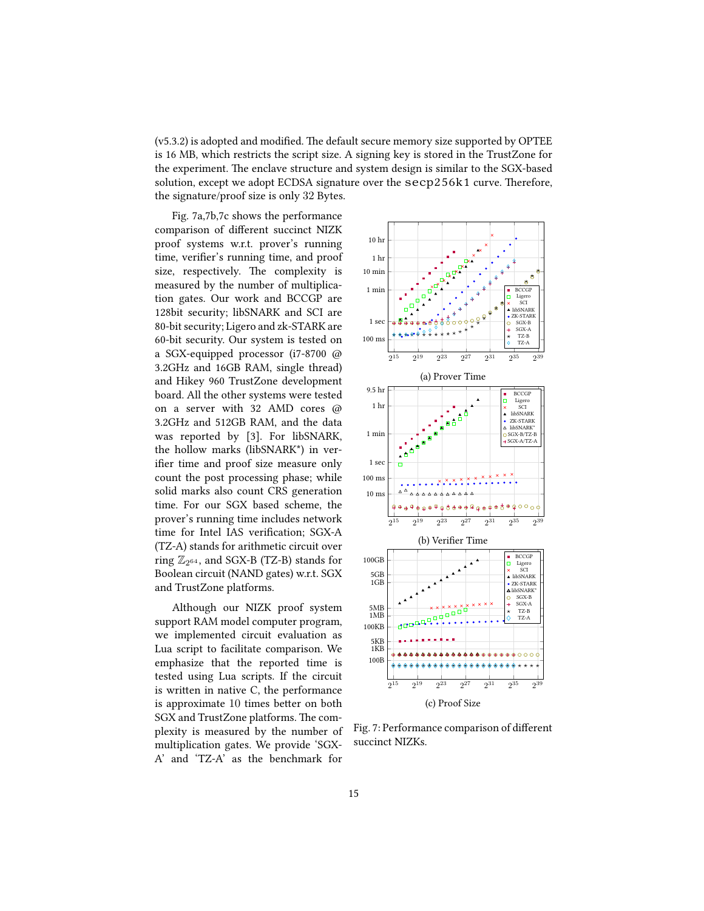(v5.3.2) is adopted and modified. The default secure memory size supported by OPTEE is 16 MB, which restricts the script size. A signing key is stored in the TrustZone for the experiment. The enclave structure and system design is similar to the SGX-based solution, except we adopt ECDSA signature over the secp256k1 curve. Therefore, the signature/proof size is only 32 Bytes.

Fig. 7a,7b,7c shows the performance comparison of different succinct NIZK proof systems w.r.t. prover's running time, verifier's running time, and proof size, respectively. The complexity is measured by the number of multiplication gates. Our work and BCCGP are 128bit security; libSNARK and SCI are 80-bit security; Ligero and zk-STARK are 60-bit security. Our system is tested on a SGX-equipped processor (i7-8700 @ 3.2GHz and 16GB RAM, single thread) and Hikey 960 TrustZone development board. All the other systems were tested on a server with 32 AMD cores @ 3.2GHz and 512GB RAM, and the data was reported by [3]. For libSNARK, the hollow marks (libSNARK*) in verifier time and proof size measure only count the post processing phase; while solid marks also count CRS generation time. For our SGX based scheme, the prover's running time includes network time for Intel IAS verification; SGX-A (TZ-A) stands for arithmetic circuit over ring $\mathbb{Z}_{2^{64}}$, and SGX-B (TZ-B) stands for Boolean circuit (NAND gates) w.r.t. SGX and TrustZone platforms.

Although our NIZK proof system support RAM model computer program, we implemented circuit evaluation as Lua script to facilitate comparison. We emphasize that the reported time is tested using Lua scripts. If the circuit is written in native C, the performance is approximate 10 times better on both SGX and TrustZone platforms. The complexity is measured by the number of multiplication gates. We provide 'SGX-A' and 'TZ-A' as the benchmark for

(a) Prover Time

(b) Verifier Time

(c) Proof Size

Fig. 7: Performance comparison of different succinct NIZKs.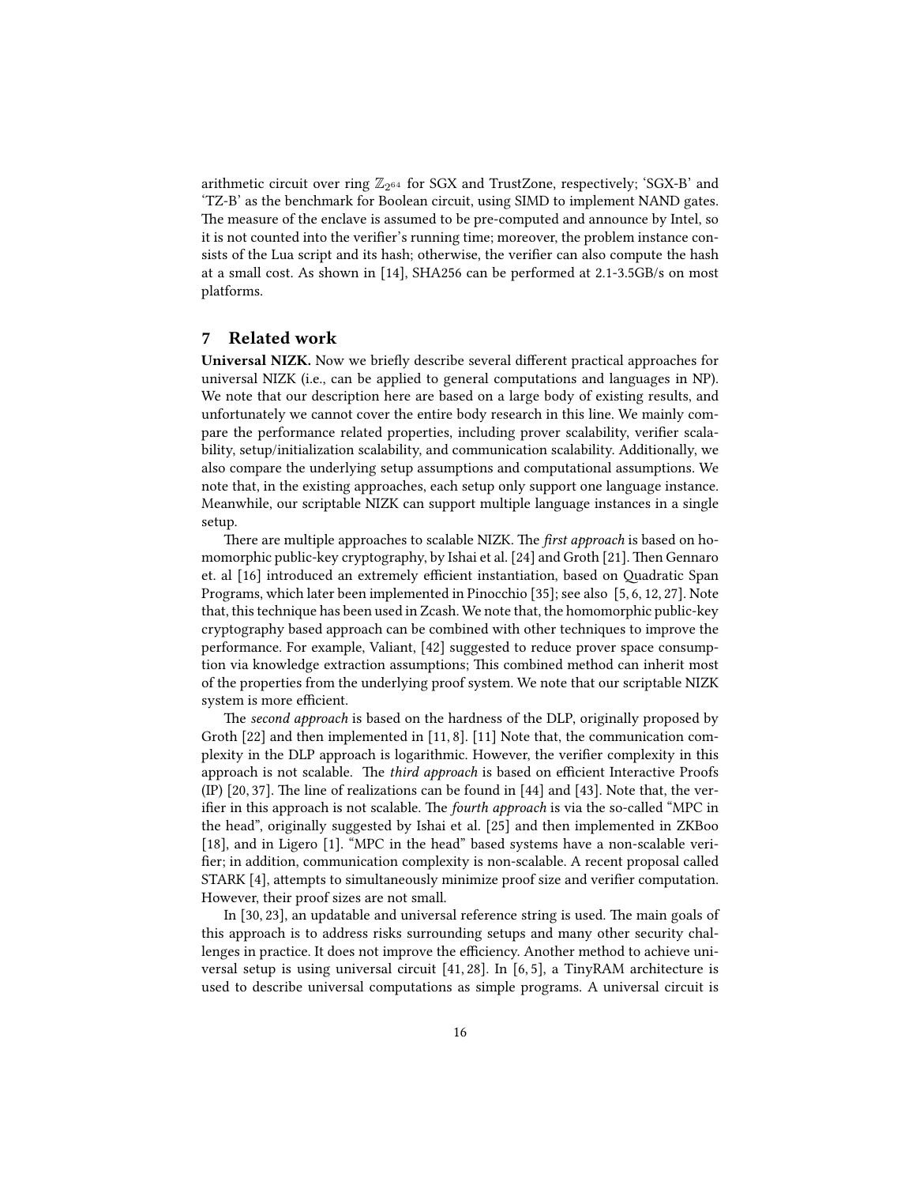arithmetic circuit over ring $\mathbb{Z}_{2^{64}}$ for SGX and TrustZone, respectively; 'SGX-B' and 'TZ-B' as the benchmark for Boolean circuit, using SIMD to implement NAND gates. The measure of the enclave is assumed to be pre-computed and announce by Intel, so it is not counted into the verifier's running time; moreover, the problem instance consists of the Lua script and its hash; otherwise, the verifier can also compute the hash at a small cost. As shown in [14], SHA256 can be performed at 2.1-3.5GB/s on most platforms.

## 7 Related work

**Universal NIZK.** Now we briefly describe several different practical approaches for universal NIZK (i.e., can be applied to general computations and languages in NP). We note that our description here are based on a large body of existing results, and unfortunately we cannot cover the entire body research in this line. We mainly compare the performance related properties, including prover scalability, verifier scalability, setup/initialization scalability, and communication scalability. Additionally, we also compare the underlying setup assumptions and computational assumptions. We note that, in the existing approaches, each setup only support one language instance. Meanwhile, our scriptable NIZK can support multiple language instances in a single setup.

There are multiple approaches to scalable NIZK. The *first approach* is based on homomorphic public-key cryptography, by Ishai et al. [24] and Groth [21]. Then Gennaro et. al [16] introduced an extremely efficient instantiation, based on Quadratic Span Programs, which later been implemented in Pinocchio [35]; see also [5, 6, 12, 27]. Note that, this technique has been used in Zcash. We note that, the homomorphic public-key cryptography based approach can be combined with other techniques to improve the performance. For example, Valiant, [42] suggested to reduce prover space consumption via knowledge extraction assumptions; This combined method can inherit most of the properties from the underlying proof system. We note that our scriptable NIZK system is more efficient.

The *second approach* is based on the hardness of the DLP, originally proposed by Groth [22] and then implemented in [11, 8]. [11] Note that, the communication complexity in the DLP approach is logarithmic. However, the verifier complexity in this approach is not scalable. The *third approach* is based on efficient Interactive Proofs (IP) [20, 37]. The line of realizations can be found in [44] and [43]. Note that, the verifier in this approach is not scalable. The *fourth approach* is via the so-called "MPC in the head", originally suggested by Ishai et al. [25] and then implemented in ZKBoo [18], and in Ligero [1]. "MPC in the head" based systems have a non-scalable verifier; in addition, communication complexity is non-scalable. A recent proposal called STARK [4], attempts to simultaneously minimize proof size and verifier computation. However, their proof sizes are not small.

In [30, 23], an updatable and universal reference string is used. The main goals of this approach is to address risks surrounding setups and many other security challenges in practice. It does not improve the efficiency. Another method to achieve universal setup is using universal circuit [41, 28]. In [6, 5], a TinyRAM architecture is used to describe universal computations as simple programs. A universal circuit is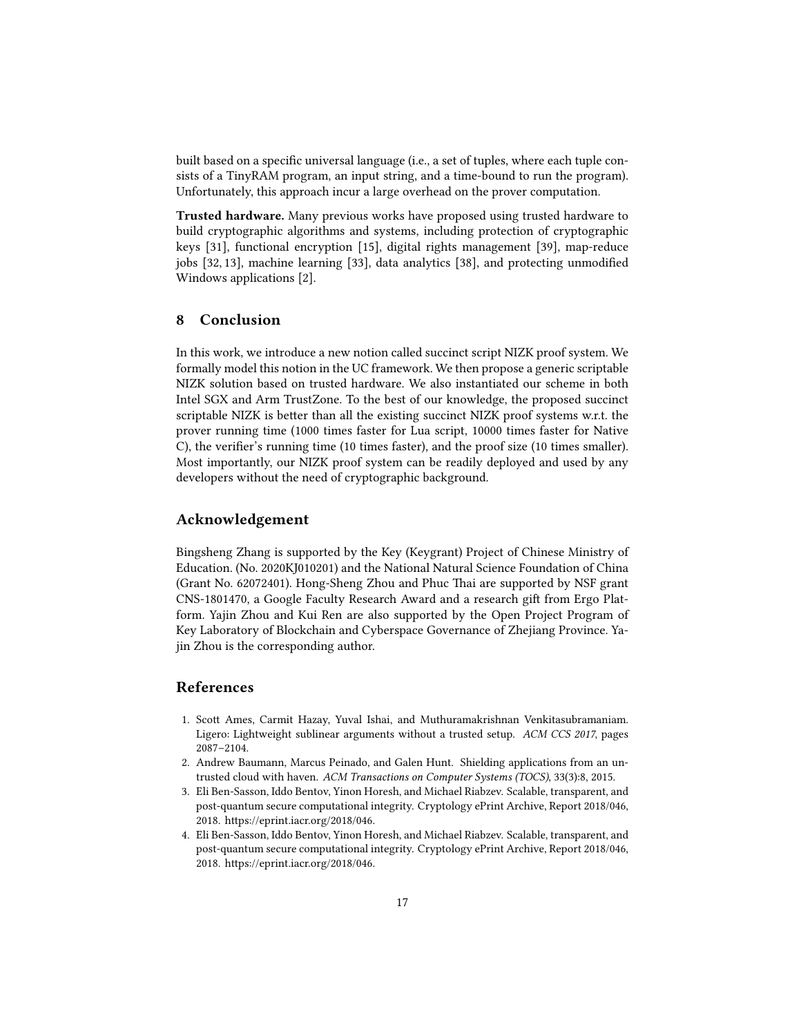built based on a specific universal language (i.e., a set of tuples, where each tuple consists of a TinyRAM program, an input string, and a time-bound to run the program). Unfortunately, this approach incur a large overhead on the prover computation.

**Trusted hardware.** Many previous works have proposed using trusted hardware to build cryptographic algorithms and systems, including protection of cryptographic keys [31], functional encryption [15], digital rights management [39], map-reduce jobs [32, 13], machine learning [33], data analytics [38], and protecting unmodified Windows applications [2].

## 8 Conclusion

In this work, we introduce a new notion called succinct script NIZK proof system. We formally model this notion in the UC framework. We then propose a generic scriptable NIZK solution based on trusted hardware. We also instantiated our scheme in both Intel SGX and Arm TrustZone. To the best of our knowledge, the proposed succinct scriptable NIZK is better than all the existing succinct NIZK proof systems w.r.t. the prover running time (1000 times faster for Lua script, 10000 times faster for Native C), the verifier's running time (10 times faster), and the proof size (10 times smaller). Most importantly, our NIZK proof system can be readily deployed and used by any developers without the need of cryptographic background.

## Acknowledgement

Bingsheng Zhang is supported by the Key (Keygrant) Project of Chinese Ministry of Education. (No. 2020KJ010201) and the National Natural Science Foundation of China (Grant No. 62072401). Hong-Sheng Zhou and Phuc Thai are supported by NSF grant CNS-1801470, a Google Faculty Research Award and a research gift from Ergo Platform. Yajin Zhou and Kui Ren are also supported by the Open Project Program of Key Laboratory of Blockchain and Cyberspace Governance of Zhejiang Province. Yajin Zhou is the corresponding author.

## References

1. Scott Ames, Carmit Hazay, Yuval Ishai, and Muthuramakrishnan Venkitasubramaniam. Ligero: Lightweight sublinear arguments without a trusted setup. *ACM CCS 2017*, pages 2087–2104.
2. Andrew Baumann, Marcus Peinado, and Galen Hunt. Shielding applications from an untrusted cloud with haven. *ACM Transactions on Computer Systems (TOCS)*, 33(3):8, 2015.
3. Eli Ben-Sasson, Iddo Bentov, Yinon Horesh, and Michael Riabzev. Scalable, transparent, and post-quantum secure computational integrity. Cryptology ePrint Archive, Report 2018/046, 2018. https://eprint.iacr.org/2018/046.
4. Eli Ben-Sasson, Iddo Bentov, Yinon Horesh, and Michael Riabzev. Scalable, transparent, and post-quantum secure computational integrity. Cryptology ePrint Archive, Report 2018/046, 2018. https://eprint.iacr.org/2018/046.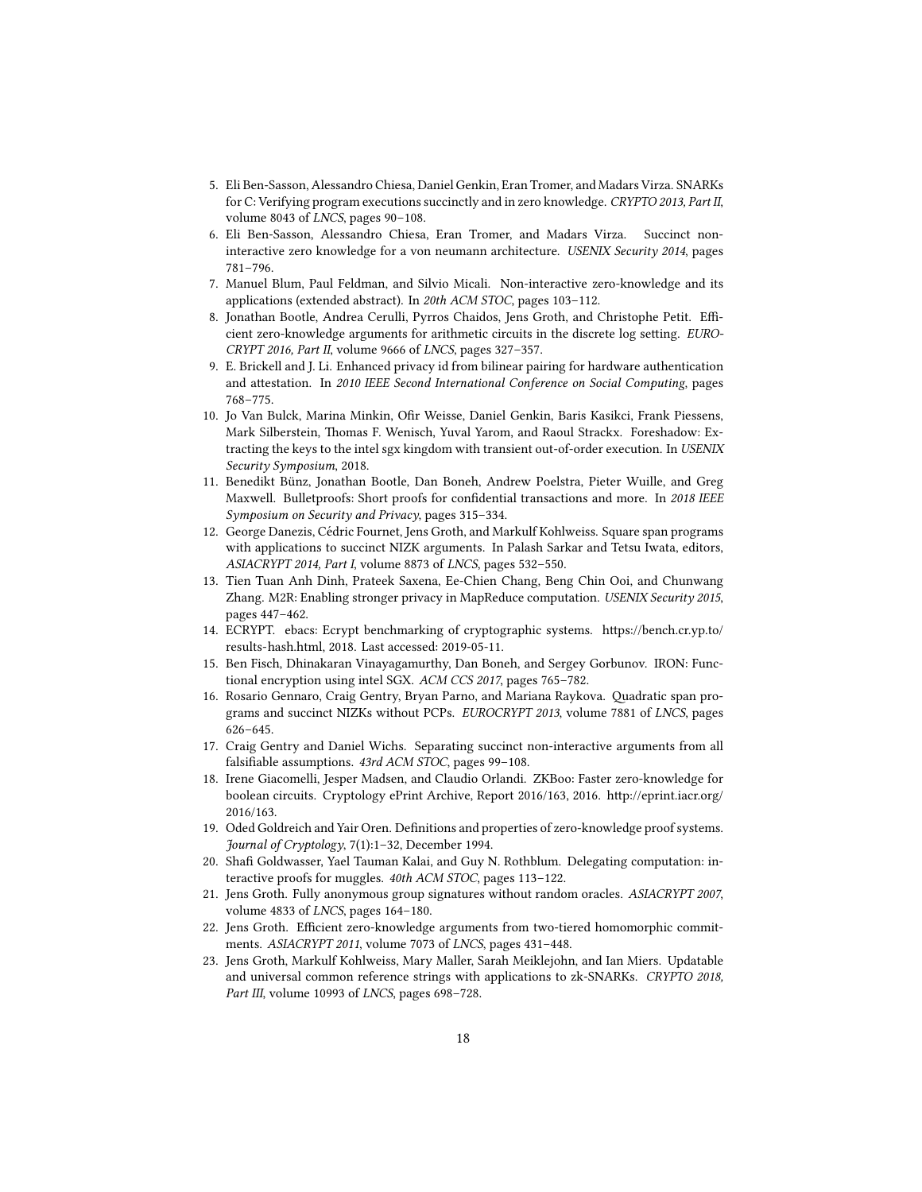5. Eli Ben-Sasson, Alessandro Chiesa, Daniel Genkin, Eran Tromer, and Madars Virza. SNARKs for C: Verifying program executions succinctly and in zero knowledge. *CRYPTO 2013, Part II*, volume 8043 of *LNCS*, pages 90–108.
6. Eli Ben-Sasson, Alessandro Chiesa, Eran Tromer, and Madars Virza. Succinct non-interactive zero knowledge for a von neumann architecture. *USENIX Security 2014*, pages 781–796.
7. Manuel Blum, Paul Feldman, and Silvio Micali. Non-interactive zero-knowledge and its applications (extended abstract). In *20th ACM STOC*, pages 103–112.
8. Jonathan Bootle, Andrea Cerulli, Pyrros Chaidos, Jens Groth, and Christophe Petit. Efficient zero-knowledge arguments for arithmetic circuits in the discrete log setting. *EUROCRYPT 2016, Part II*, volume 9666 of *LNCS*, pages 327–357.
9. E. Brickell and J. Li. Enhanced privacy id from bilinear pairing for hardware authentication and attestation. In *2010 IEEE Second International Conference on Social Computing*, pages 768–775.
10. Jo Van Bulck, Marina Minkin, Ofir Weisse, Daniel Genkin, Baris Kasikci, Frank Piessens, Mark Silberstein, Thomas F. Wenisch, Yuval Yarom, and Raoul Strackx. Foreshadow: Extracting the keys to the intel sgx kingdom with transient out-of-order execution. In *USENIX Security Symposium*, 2018.
11. Benedikt Bünz, Jonathan Bootle, Dan Boneh, Andrew Poelstra, Pieter Wuille, and Greg Maxwell. Bulletproofs: Short proofs for confidential transactions and more. In *2018 IEEE Symposium on Security and Privacy*, pages 315–334.
12. George Danezis, Cédric Fournet, Jens Groth, and Markulf Kohlweiss. Square span programs with applications to succinct NIZK arguments. In Palash Sarkar and Tetsu Iwata, editors, *ASIACRYPT 2014, Part I*, volume 8873 of *LNCS*, pages 532–550.
13. Tien Tuan Anh Dinh, Prateek Saxena, Ee-Chien Chang, Beng Chin Ooi, and Chunwang Zhang. M2R: Enabling stronger privacy in MapReduce computation. *USENIX Security 2015*, pages 447–462.
14. ECRYPT. ebacs: Ecrypt benchmarking of cryptographic systems. https://bench.cr.yp.to/results-hash.html, 2018. Last accessed: 2019-05-11.
15. Ben Fisch, Dhinakaran Vinayagamurthy, Dan Boneh, and Sergey Gorbunov. IRON: Functional encryption using intel SGX. *ACM CCS 2017*, pages 765–782.
16. Rosario Gennaro, Craig Gentry, Bryan Parno, and Mariana Raykova. Quadratic span programs and succinct NIZKs without PCPs. *EUROCRYPT 2013*, volume 7881 of *LNCS*, pages 626–645.
17. Craig Gentry and Daniel Wichs. Separating succinct non-interactive arguments from all falsifiable assumptions. *43rd ACM STOC*, pages 99–108.
18. Irene Giacomelli, Jesper Madsen, and Claudio Orlandi. ZKBoo: Faster zero-knowledge for boolean circuits. Cryptology ePrint Archive, Report 2016/163, 2016. http://eprint.iacr.org/2016/163.
19. Oded Goldreich and Yair Oren. Definitions and properties of zero-knowledge proof systems. *Journal of Cryptology*, 7(1):1–32, December 1994.
20. Shafi Goldwasser, Yael Tauman Kalai, and Guy N. Rothblum. Delegating computation: interactive proofs for muggles. *40th ACM STOC*, pages 113–122.
21. Jens Groth. Fully anonymous group signatures without random oracles. *ASIACRYPT 2007*, volume 4833 of *LNCS*, pages 164–180.
22. Jens Groth. Efficient zero-knowledge arguments from two-tiered homomorphic commitments. *ASIACRYPT 2011*, volume 7073 of *LNCS*, pages 431–448.
23. Jens Groth, Markulf Kohlweiss, Mary Maller, Sarah Meiklejohn, and Ian Miers. Updatable and universal common reference strings with applications to zk-SNARKs. *CRYPTO 2018, Part III*, volume 10993 of *LNCS*, pages 698–728.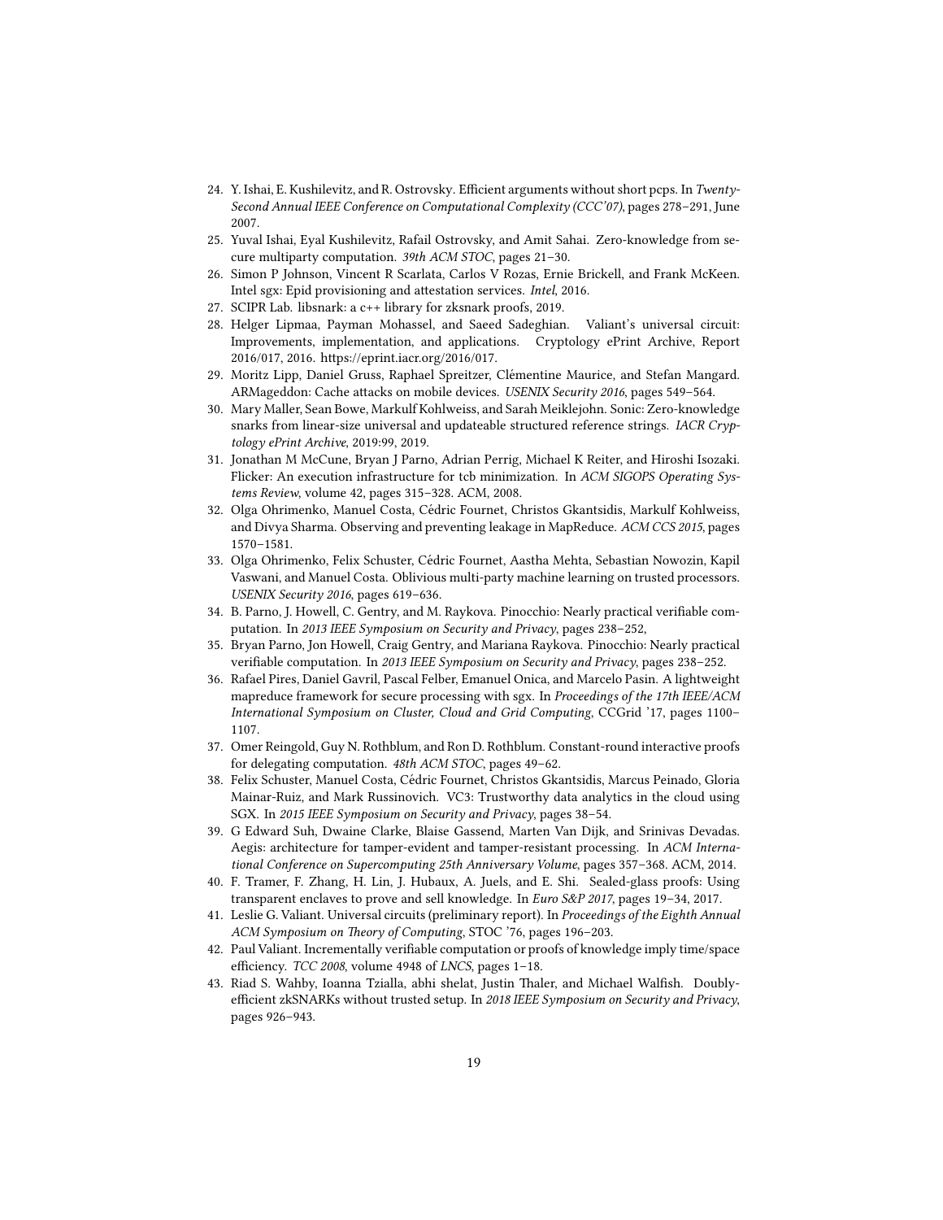24. Y. Ishai, E. Kushilevitz, and R. Ostrovsky. Efficient arguments without short pcps. In *Twenty-Second Annual IEEE Conference on Computational Complexity (CCC'07)*, pages 278–291, June 2007.
25. Yuval Ishai, Eyal Kushilevitz, Rafail Ostrovsky, and Amit Sahai. Zero-knowledge from secure multiparty computation. *39th ACM STOC*, pages 21–30.
26. Simon P Johnson, Vincent R Scarlata, Carlos V Rozas, Ernie Brickell, and Frank McKeen. Intel sgx: Epid provisioning and attestation services. *Intel*, 2016.
27. SCIPR Lab. libsnark: a c++ library for zksnark proofs, 2019.
28. Helger Lipmaa, Payman Mohassel, and Saeed Sadeghian. Valiant's universal circuit: Improvements, implementation, and applications. Cryptology ePrint Archive, Report 2016/017, 2016. https://eprint.iacr.org/2016/017.
29. Moritz Lipp, Daniel Gruss, Raphael Spreitzer, Clémentine Maurice, and Stefan Mangard. ARMageddon: Cache attacks on mobile devices. *USENIX Security 2016*, pages 549–564.
30. Mary Maller, Sean Bowe, Markulf Kohlweiss, and Sarah Meiklejohn. Sonic: Zero-knowledge snarks from linear-size universal and updateable structured reference strings. *IACR Cryptology ePrint Archive*, 2019:99, 2019.
31. Jonathan M McCune, Bryan J Parno, Adrian Perrig, Michael K Reiter, and Hiroshi Isozaki. Flicker: An execution infrastructure for tcb minimization. In *ACM SIGOPS Operating Systems Review*, volume 42, pages 315–328. ACM, 2008.
32. Olga Ohrimenko, Manuel Costa, Cédric Fournet, Christos Gkantsidis, Markulf Kohlweiss, and Divya Sharma. Observing and preventing leakage in MapReduce. *ACM CCS 2015*, pages 1570–1581.
33. Olga Ohrimenko, Felix Schuster, Cédric Fournet, Aastha Mehta, Sebastian Nowozin, Kapil Vaswani, and Manuel Costa. Oblivious multi-party machine learning on trusted processors. *USENIX Security 2016*, pages 619–636.
34. B. Parno, J. Howell, C. Gentry, and M. Raykova. Pinocchio: Nearly practical verifiable computation. In *2013 IEEE Symposium on Security and Privacy*, pages 238–252,
35. Bryan Parno, Jon Howell, Craig Gentry, and Mariana Raykova. Pinocchio: Nearly practical verifiable computation. In *2013 IEEE Symposium on Security and Privacy*, pages 238–252.
36. Rafael Pires, Daniel Gavril, Pascal Felber, Emanuel Onica, and Marcelo Pasin. A lightweight mapreduce framework for secure processing with sgx. In *Proceedings of the 17th IEEE/ACM International Symposium on Cluster, Cloud and Grid Computing*, CCGrid '17, pages 1100–1107.
37. Omer Reingold, Guy N. Rothblum, and Ron D. Rothblum. Constant-round interactive proofs for delegating computation. *48th ACM STOC*, pages 49–62.
38. Felix Schuster, Manuel Costa, Cédric Fournet, Christos Gkantsidis, Marcus Peinado, Gloria Mainar-Ruiz, and Mark Russinovich. VC3: Trustworthy data analytics in the cloud using SGX. In *2015 IEEE Symposium on Security and Privacy*, pages 38–54.
39. G Edward Suh, Dwaine Clarke, Blaise Gassend, Marten Van Dijk, and Srinivas Devadas. Aegis: architecture for tamper-evident and tamper-resistant processing. In *ACM International Conference on Supercomputing 25th Anniversary Volume*, pages 357–368. ACM, 2014.
40. F. Tramer, F. Zhang, H. Lin, J. Hubaux, A. Juels, and E. Shi. Sealed-glass proofs: Using transparent enclaves to prove and sell knowledge. In *Euro S&P 2017*, pages 19–34, 2017.
41. Leslie G. Valiant. Universal circuits (preliminary report). In *Proceedings of the Eighth Annual ACM Symposium on Theory of Computing*, STOC '76, pages 196–203.
42. Paul Valiant. Incrementally verifiable computation or proofs of knowledge imply time/space efficiency. *TCC 2008*, volume 4948 of *LNCS*, pages 1–18.
43. Riad S. Wahby, Ioanna Tzialla, abhi shelat, Justin Thaler, and Michael Walfish. Doubly-efficient zkSNARKs without trusted setup. In *2018 IEEE Symposium on Security and Privacy*, pages 926–943.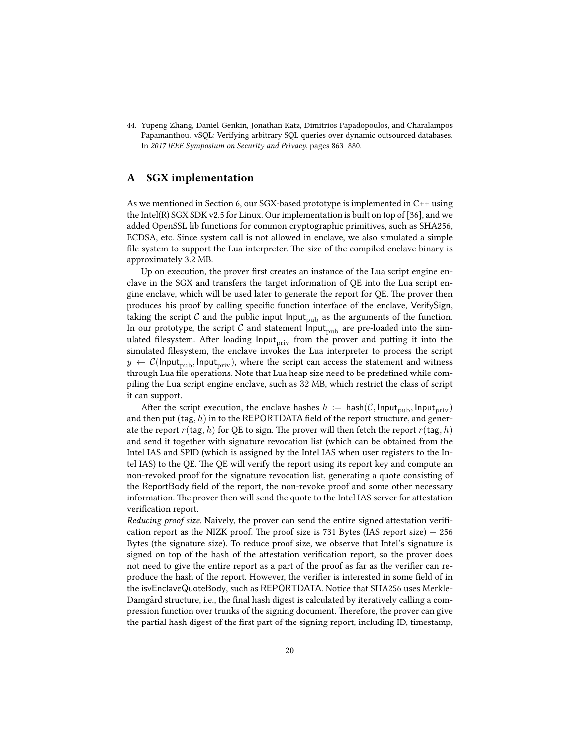44. Yupeng Zhang, Daniel Genkin, Jonathan Katz, Dimitrios Papadopoulos, and Charalampos Papamanthou. vSQL: Verifying arbitrary SQL queries over dynamic outsourced databases. In *2017 IEEE Symposium on Security and Privacy*, pages 863–880.

## A SGX implementation

As we mentioned in Section 6, our SGX-based prototype is implemented in C++ using the Intel(R) SGX SDK v2.5 for Linux. Our implementation is built on top of [36], and we added OpenSSL lib functions for common cryptographic primitives, such as SHA256, ECDSA, etc. Since system call is not allowed in enclave, we also simulated a simple file system to support the Lua interpreter. The size of the compiled enclave binary is approximately 3.2 MB.

Up on execution, the prover first creates an instance of the Lua script engine enclave in the SGX and transfers the target information of QE into the Lua script engine enclave, which will be used later to generate the report for QE. The prover then produces his proof by calling specific function interface of the enclave, VerifySign, taking the script $\mathcal{C}$ and the public input $\mathsf{Input}_{\mathrm{pub}}$ as the arguments of the function. In our prototype, the script $\mathcal{C}$ and statement $\mathsf{Input}_{\mathrm{pub}}$ are pre-loaded into the simulated filesystem. After loading $\mathsf{Input}_{\mathrm{priv}}$ from the prover and putting it into the simulated filesystem, the enclave invokes the Lua interpreter to process the script $y \leftarrow \mathcal{C}(\mathsf{Input}_{\mathrm{pub}}, \mathsf{Input}_{\mathrm{priv}})$, where the script can access the statement and witness through Lua file operations. Note that Lua heap size need to be predefined while compiling the Lua script engine enclave, such as 32 MB, which restrict the class of script it can support.

After the script execution, the enclave hashes $h := \mathsf{hash}(\mathcal{C}, \mathsf{Input}_{\mathrm{pub}}, \mathsf{Input}_{\mathrm{priv}})$ and then put $(\mathsf{tag}, h)$ in to the REPORTDATA field of the report structure, and generate the report $r(\mathsf{tag}, h)$ for QE to sign. The prover will then fetch the report $r(\mathsf{tag}, h)$ and send it together with signature revocation list (which can be obtained from the Intel IAS and SPID (which is assigned by the Intel IAS when user registers to the Intel IAS) to the QE. The QE will verify the report using its report key and compute an non-revoked proof for the signature revocation list, generating a quote consisting of the ReportBody field of the report, the non-revoke proof and some other necessary information. The prover then will send the quote to the Intel IAS server for attestation verification report.

*Reducing proof size.* Naively, the prover can send the entire signed attestation verification report as the NIZK proof. The proof size is 731 Bytes (IAS report size) + 256 Bytes (the signature size). To reduce proof size, we observe that Intel's signature is signed on top of the hash of the attestation verification report, so the prover does not need to give the entire report as a part of the proof as far as the verifier can reproduce the hash of the report. However, the verifier is interested in some field of in the isvEnclaveQuoteBody, such as REPORTDATA. Notice that SHA256 uses Merkle-Damgård structure, i.e., the final hash digest is calculated by iteratively calling a compression function over trunks of the signing document. Therefore, the prover can give the partial hash digest of the first part of the signing report, including ID, timestamp,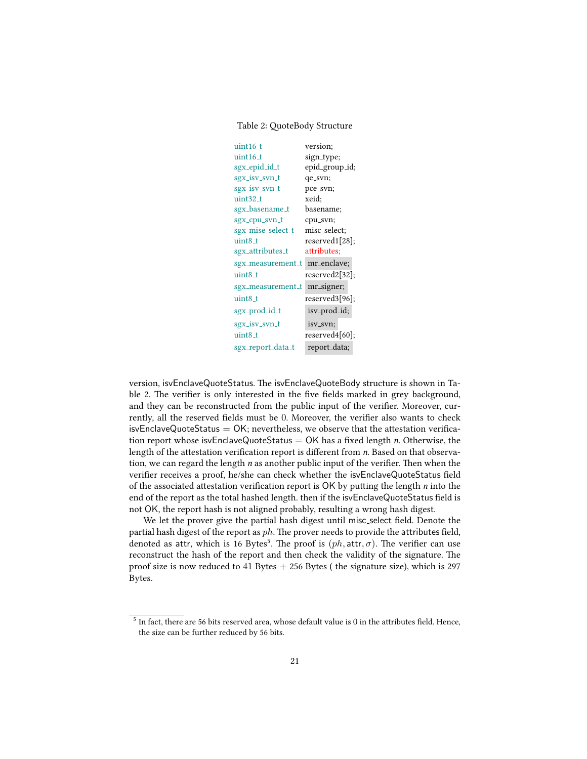Table 2: QuoteBody Structure

| | |
|---|---|
| uint16_t | version; |
| uint16_t | sign_type; |
| sgx_epid_id_t | epid_group_id; |
| sgx_isv_svn_t | qe_svn; |
| sgx_isv_svn_t | pce_svn; |
| uint32_t | xeid; |
| sgx_basename_t | basename; |
| sgx_cpu_svn_t | cpu_svn; |
| sgx_mise_select_t | misc_select; |
| uint8_t | reserved1[28]; |
| sgx_attributes_t | attributes; |
| sgx_measurement_t | mr_enclave; |
| uint8_t | reserved2[32]; |
| sgx_measurement_t | mr_signer; |
| uint8_t | reserved3[96]; |
| sgx_prod_id_t | isv_prod_id; |
| sgx_isv_svn_t | isv_svn; |
| uint8_t | reserved4[60]; |
| sgx_report_data_t | report_data; |

version, isvEnclaveQuoteStatus. The isvEnclaveQuoteBody structure is shown in Table 2. The verifier is only interested in the five fields marked in grey background, and they can be reconstructed from the public input of the verifier. Moreover, currently, all the reserved fields must be 0. Moreover, the verifier also wants to check isvEnclaveQuoteStatus = OK; nevertheless, we observe that the attestation verification report whose isvEnclaveQuoteStatus = OK has a fixed length $n$. Otherwise, the length of the attestation verification report is different from $n$. Based on that observation, we can regard the length $n$ as another public input of the verifier. Then when the verifier receives a proof, he/she can check whether the isvEnclaveQuoteStatus field of the associated attestation verification report is OK by putting the length $n$ into the end of the report as the total hashed length. then if the isvEnclaveQuoteStatus field is not OK, the report hash is not aligned probably, resulting a wrong hash digest.

We let the prover give the partial hash digest until misc_select field. Denote the partial hash digest of the report as $ph$. The prover needs to provide the attributes field, denoted as attr, which is 16 Bytes[5]. The proof is $(ph, \mathsf{attr}, \sigma)$. The verifier can use reconstruct the hash of the report and then check the validity of the signature. The proof size is now reduced to 41 Bytes + 256 Bytes ( the signature size), which is 297 Bytes.

[5] In fact, there are 56 bits reserved area, whose default value is 0 in the attributes field. Hence, the size can be further reduced by 56 bits.